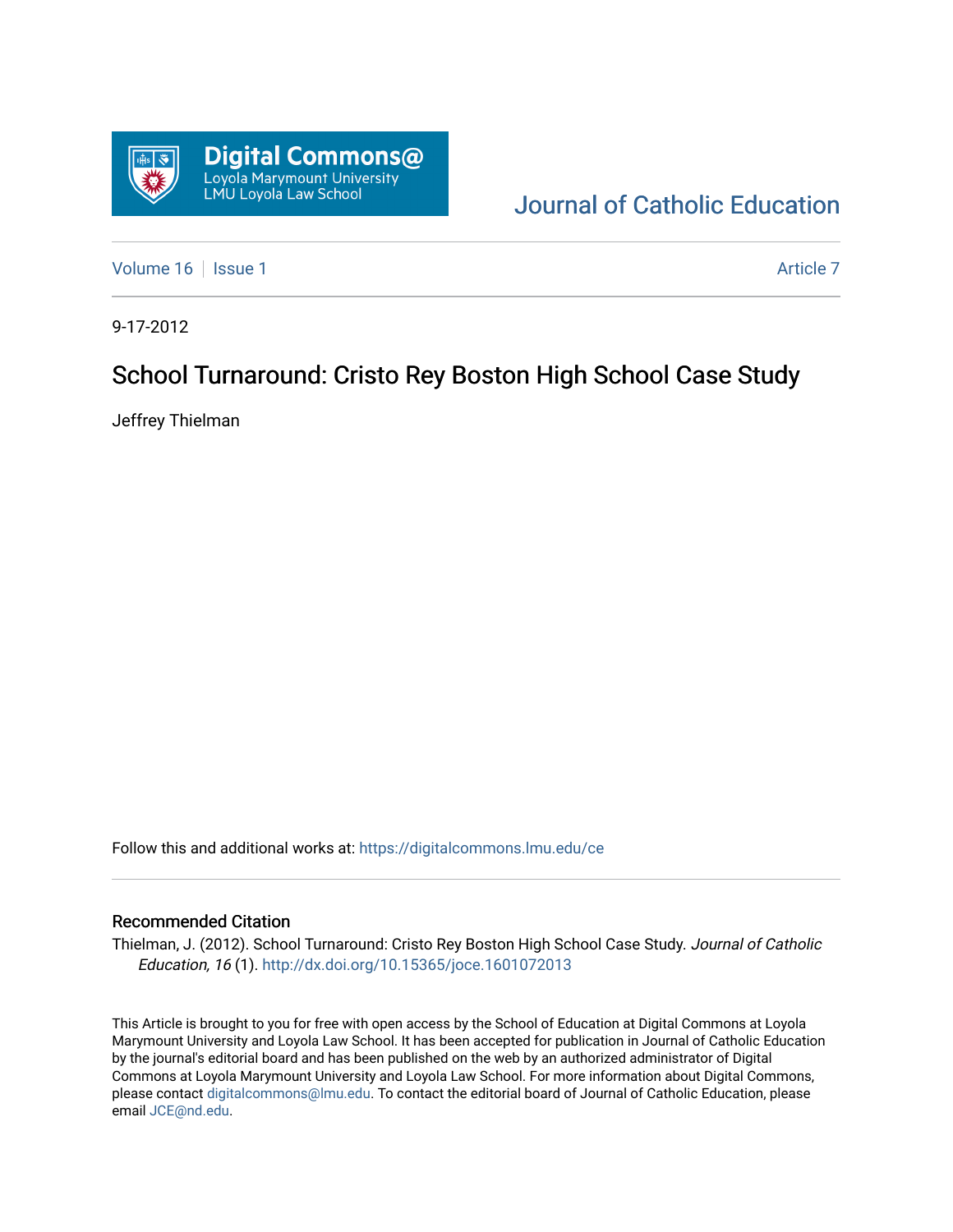Digital Commons@
Loyola Marymount University
LMU Loyola Law School

Journal of Catholic Education

Volume 16 | Issue 1 | Article 7

9-17-2012

# School Turnaround: Cristo Rey Boston High School Case Study

Jeffrey Thielman

Follow this and additional works at: https://digitalcommons.lmu.edu/ce

## Recommended Citation

Thielman, J. (2012). School Turnaround: Cristo Rey Boston High School Case Study. *Journal of Catholic Education, 16* (1). http://dx.doi.org/10.15365/joce.1601072013

This Article is brought to you for free with open access by the School of Education at Digital Commons at Loyola Marymount University and Loyola Law School. It has been accepted for publication in Journal of Catholic Education by the journal's editorial board and has been published on the web by an authorized administrator of Digital Commons at Loyola Marymount University and Loyola Law School. For more information about Digital Commons, please contact digitalcommons@lmu.edu. To contact the editorial board of Journal of Catholic Education, please email JCE@nd.edu.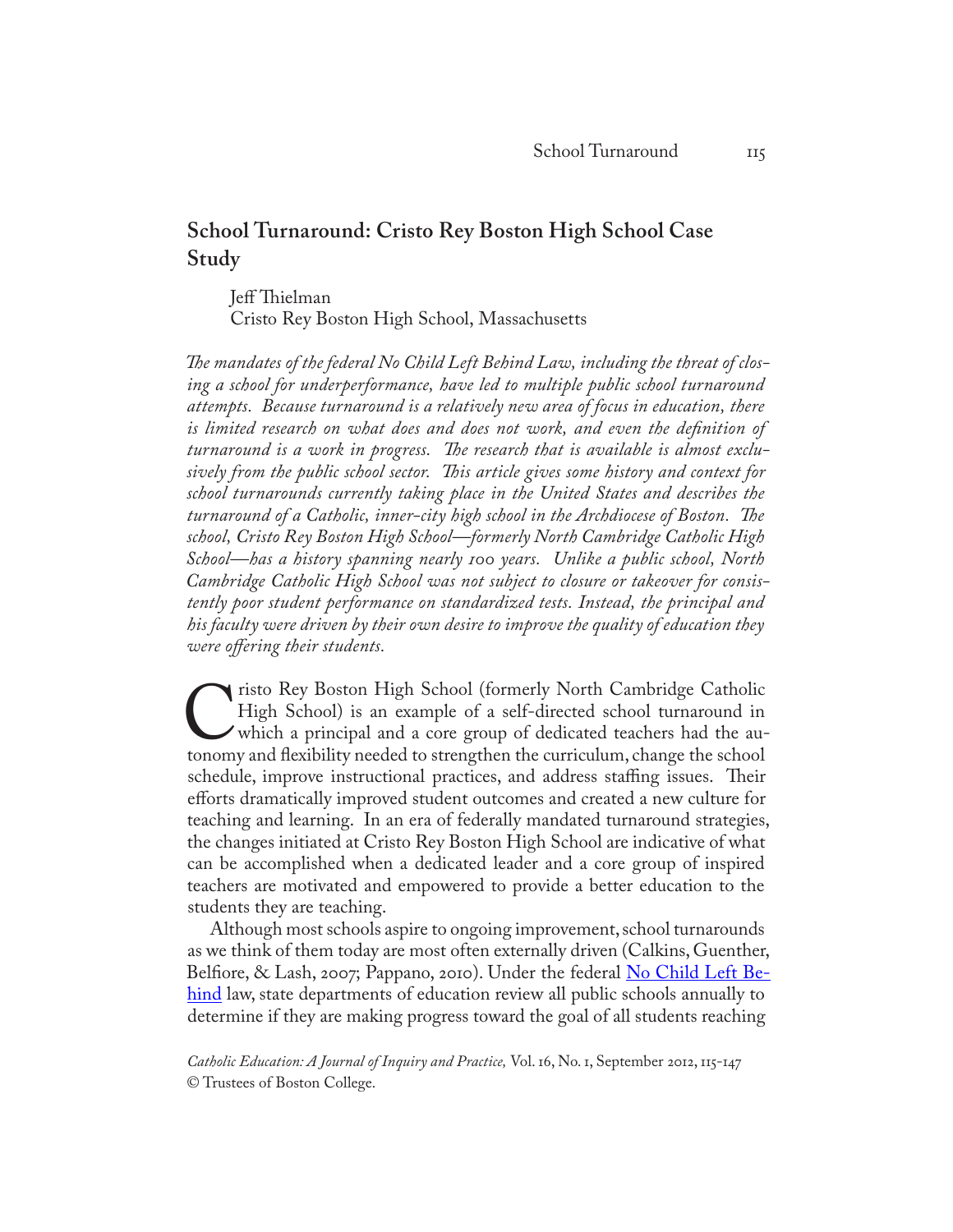# School Turnaround: Cristo Rey Boston High School Case Study

Jeff Thielman
Cristo Rey Boston High School, Massachusetts

*The mandates of the federal No Child Left Behind Law, including the threat of closing a school for underperformance, have led to multiple public school turnaround attempts. Because turnaround is a relatively new area of focus in education, there is limited research on what does and does not work, and even the definition of turnaround is a work in progress. The research that is available is almost exclusively from the public school sector. This article gives some history and context for school turnarounds currently taking place in the United States and describes the turnaround of a Catholic, inner-city high school in the Archdiocese of Boston. The school, Cristo Rey Boston High School—formerly North Cambridge Catholic High School—has a history spanning nearly 100 years. Unlike a public school, North Cambridge Catholic High School was not subject to closure or takeover for consistently poor student performance on standardized tests. Instead, the principal and his faculty were driven by their own desire to improve the quality of education they were offering their students.*

Cristo Rey Boston High School (formerly North Cambridge Catholic High School) is an example of a self-directed school turnaround in which a principal and a core group of dedicated teachers had the autonomy and flexibility needed to strengthen the curriculum, change the school schedule, improve instructional practices, and address staffing issues. Their efforts dramatically improved student outcomes and created a new culture for teaching and learning. In an era of federally mandated turnaround strategies, the changes initiated at Cristo Rey Boston High School are indicative of what can be accomplished when a dedicated leader and a core group of inspired teachers are motivated and empowered to provide a better education to the students they are teaching.

Although most schools aspire to ongoing improvement, school turnarounds as we think of them today are most often externally driven (Calkins, Guenther, Belfiore, & Lash, 2007; Pappano, 2010). Under the federal No Child Left Behind law, state departments of education review all public schools annually to determine if they are making progress toward the goal of all students reaching

*Catholic Education: A Journal of Inquiry and Practice,* Vol. 16, No. 1, September 2012, 115-147
© Trustees of Boston College.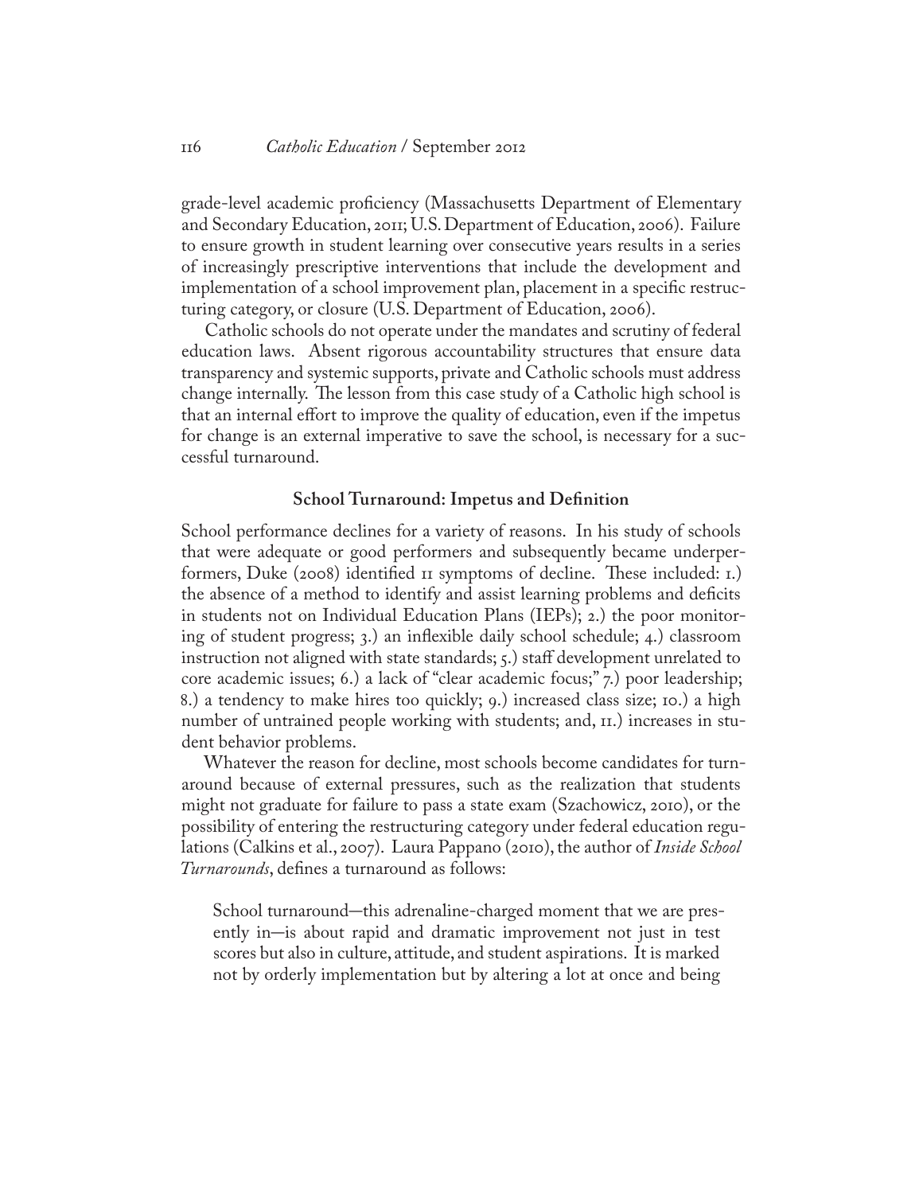grade-level academic proficiency (Massachusetts Department of Elementary and Secondary Education, 2011; U.S. Department of Education, 2006). Failure to ensure growth in student learning over consecutive years results in a series of increasingly prescriptive interventions that include the development and implementation of a school improvement plan, placement in a specific restructuring category, or closure (U.S. Department of Education, 2006).

Catholic schools do not operate under the mandates and scrutiny of federal education laws. Absent rigorous accountability structures that ensure data transparency and systemic supports, private and Catholic schools must address change internally. The lesson from this case study of a Catholic high school is that an internal effort to improve the quality of education, even if the impetus for change is an external imperative to save the school, is necessary for a successful turnaround.

### School Turnaround: Impetus and Definition

School performance declines for a variety of reasons. In his study of schools that were adequate or good performers and subsequently became underperformers, Duke (2008) identified 11 symptoms of decline. These included: 1.) the absence of a method to identify and assist learning problems and deficits in students not on Individual Education Plans (IEPs); 2.) the poor monitoring of student progress; 3.) an inflexible daily school schedule; 4.) classroom instruction not aligned with state standards; 5.) staff development unrelated to core academic issues; 6.) a lack of "clear academic focus;" 7.) poor leadership; 8.) a tendency to make hires too quickly; 9.) increased class size; 10.) a high number of untrained people working with students; and, 11.) increases in student behavior problems.

Whatever the reason for decline, most schools become candidates for turnaround because of external pressures, such as the realization that students might not graduate for failure to pass a state exam (Szachowicz, 2010), or the possibility of entering the restructuring category under federal education regulations (Calkins et al., 2007). Laura Pappano (2010), the author of *Inside School Turnarounds*, defines a turnaround as follows:

> School turnaround—this adrenaline-charged moment that we are presently in—is about rapid and dramatic improvement not just in test scores but also in culture, attitude, and student aspirations. It is marked not by orderly implementation but by altering a lot at once and being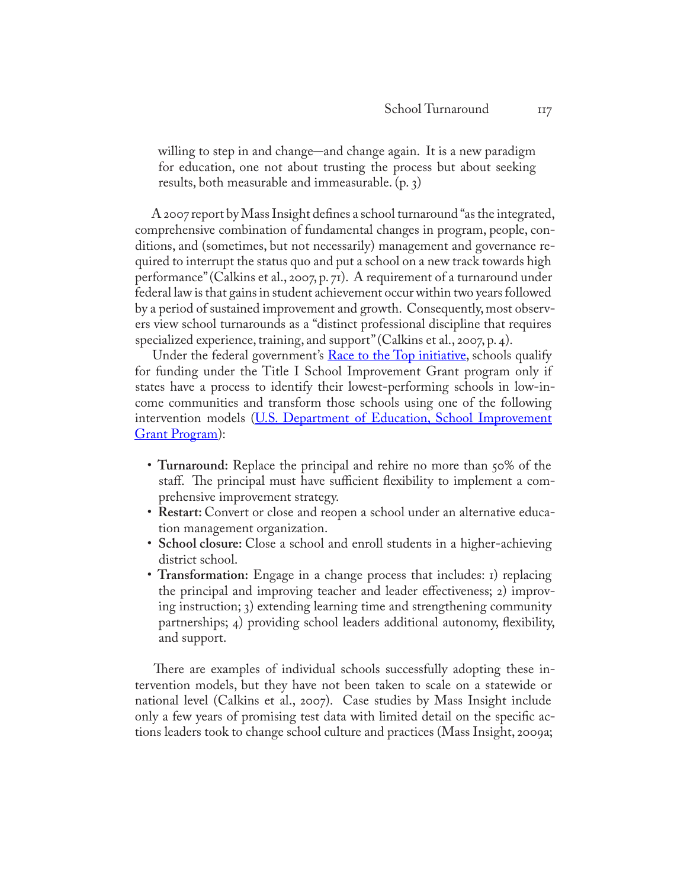> willing to step in and change—and change again. It is a new paradigm for education, one not about trusting the process but about seeking results, both measurable and immeasurable. (p. 3)

A 2007 report by Mass Insight defines a school turnaround "as the integrated, comprehensive combination of fundamental changes in program, people, conditions, and (sometimes, but not necessarily) management and governance required to interrupt the status quo and put a school on a new track towards high performance" (Calkins et al., 2007, p. 71). A requirement of a turnaround under federal law is that gains in student achievement occur within two years followed by a period of sustained improvement and growth. Consequently, most observers view school turnarounds as a "distinct professional discipline that requires specialized experience, training, and support" (Calkins et al., 2007, p. 4).

Under the federal government's [Race to the Top initiative](), schools qualify for funding under the Title I School Improvement Grant program only if states have a process to identify their lowest-performing schools in low-income communities and transform those schools using one of the following intervention models ([U.S. Department of Education, School Improvement Grant Program]()):

- **Turnaround:** Replace the principal and rehire no more than 50% of the staff. The principal must have sufficient flexibility to implement a comprehensive improvement strategy.
- **Restart:** Convert or close and reopen a school under an alternative education management organization.
- **School closure:** Close a school and enroll students in a higher-achieving district school.
- **Transformation:** Engage in a change process that includes: 1) replacing the principal and improving teacher and leader effectiveness; 2) improving instruction; 3) extending learning time and strengthening community partnerships; 4) providing school leaders additional autonomy, flexibility, and support.

There are examples of individual schools successfully adopting these intervention models, but they have not been taken to scale on a statewide or national level (Calkins et al., 2007). Case studies by Mass Insight include only a few years of promising test data with limited detail on the specific actions leaders took to change school culture and practices (Mass Insight, 2009a;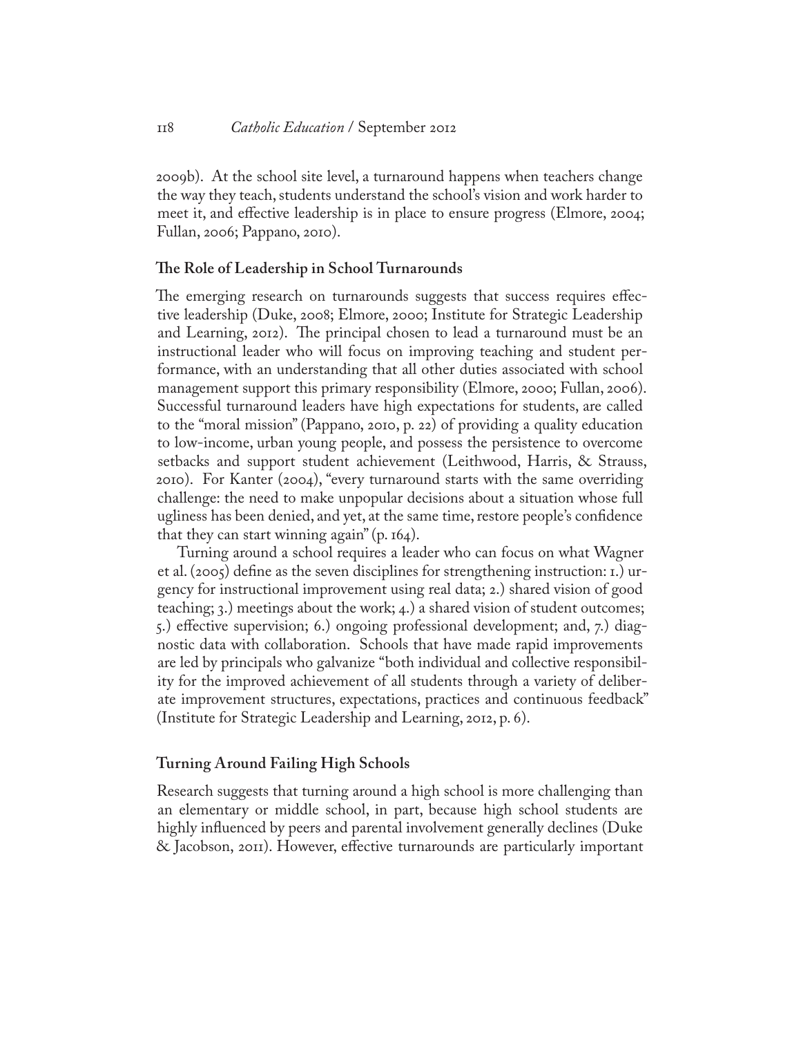2009b). At the school site level, a turnaround happens when teachers change the way they teach, students understand the school's vision and work harder to meet it, and effective leadership is in place to ensure progress (Elmore, 2004; Fullan, 2006; Pappano, 2010).

### The Role of Leadership in School Turnarounds

The emerging research on turnarounds suggests that success requires effective leadership (Duke, 2008; Elmore, 2000; Institute for Strategic Leadership and Learning, 2012). The principal chosen to lead a turnaround must be an instructional leader who will focus on improving teaching and student performance, with an understanding that all other duties associated with school management support this primary responsibility (Elmore, 2000; Fullan, 2006). Successful turnaround leaders have high expectations for students, are called to the "moral mission" (Pappano, 2010, p. 22) of providing a quality education to low-income, urban young people, and possess the persistence to overcome setbacks and support student achievement (Leithwood, Harris, & Strauss, 2010). For Kanter (2004), "every turnaround starts with the same overriding challenge: the need to make unpopular decisions about a situation whose full ugliness has been denied, and yet, at the same time, restore people's confidence that they can start winning again" (p. 164).

Turning around a school requires a leader who can focus on what Wagner et al. (2005) define as the seven disciplines for strengthening instruction: 1.) urgency for instructional improvement using real data; 2.) shared vision of good teaching; 3.) meetings about the work; 4.) a shared vision of student outcomes; 5.) effective supervision; 6.) ongoing professional development; and, 7.) diagnostic data with collaboration. Schools that have made rapid improvements are led by principals who galvanize "both individual and collective responsibility for the improved achievement of all students through a variety of deliberate improvement structures, expectations, practices and continuous feedback" (Institute for Strategic Leadership and Learning, 2012, p. 6).

### Turning Around Failing High Schools

Research suggests that turning around a high school is more challenging than an elementary or middle school, in part, because high school students are highly influenced by peers and parental involvement generally declines (Duke & Jacobson, 2011). However, effective turnarounds are particularly important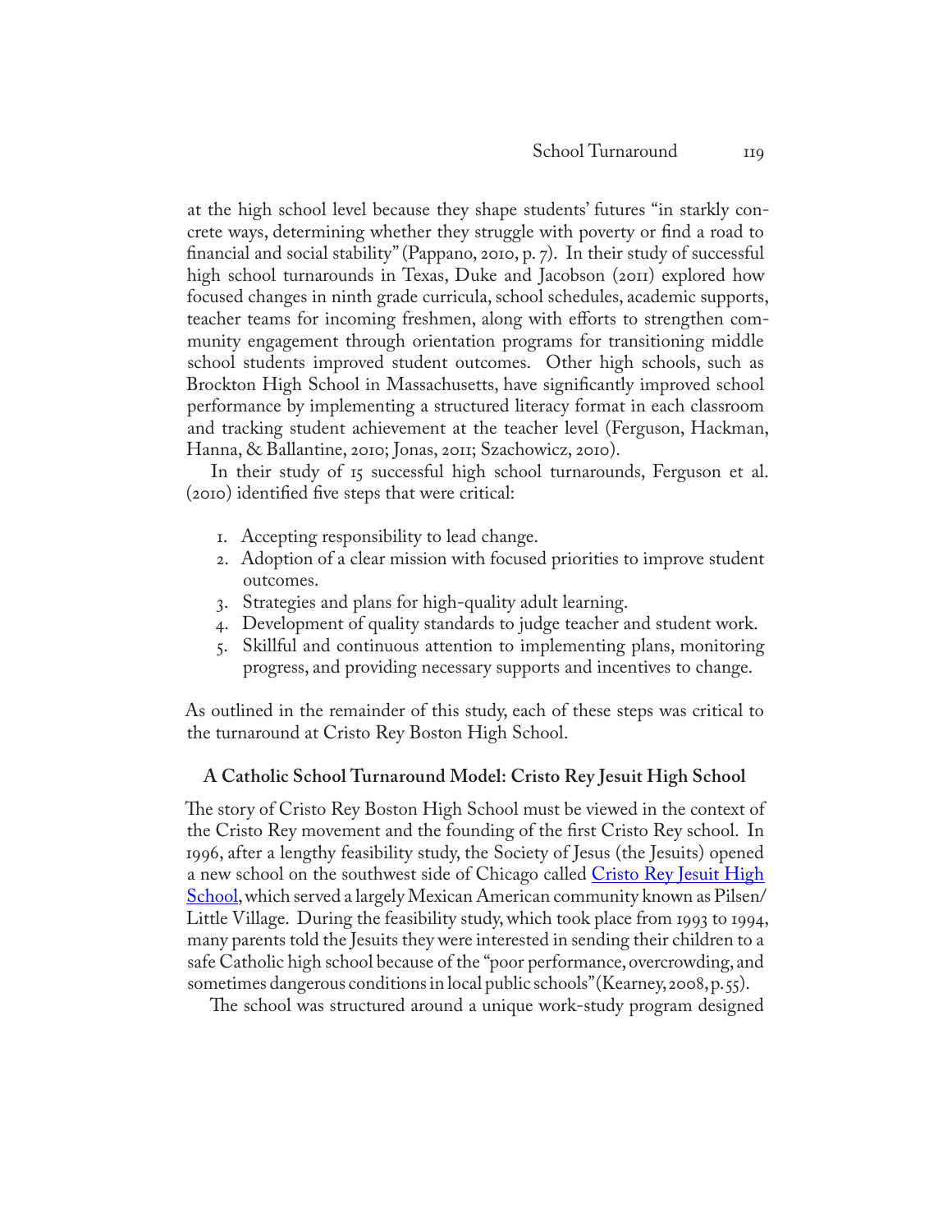at the high school level because they shape students' futures "in starkly concrete ways, determining whether they struggle with poverty or find a road to financial and social stability" (Pappano, 2010, p. 7). In their study of successful high school turnarounds in Texas, Duke and Jacobson (2011) explored how focused changes in ninth grade curricula, school schedules, academic supports, teacher teams for incoming freshmen, along with efforts to strengthen community engagement through orientation programs for transitioning middle school students improved student outcomes. Other high schools, such as Brockton High School in Massachusetts, have significantly improved school performance by implementing a structured literacy format in each classroom and tracking student achievement at the teacher level (Ferguson, Hackman, Hanna, & Ballantine, 2010; Jonas, 2011; Szachowicz, 2010).

In their study of 15 successful high school turnarounds, Ferguson et al. (2010) identified five steps that were critical:

1. Accepting responsibility to lead change.
2. Adoption of a clear mission with focused priorities to improve student outcomes.
3. Strategies and plans for high-quality adult learning.
4. Development of quality standards to judge teacher and student work.
5. Skillful and continuous attention to implementing plans, monitoring progress, and providing necessary supports and incentives to change.

As outlined in the remainder of this study, each of these steps was critical to the turnaround at Cristo Rey Boston High School.

## A Catholic School Turnaround Model: Cristo Rey Jesuit High School

The story of Cristo Rey Boston High School must be viewed in the context of the Cristo Rey movement and the founding of the first Cristo Rey school. In 1996, after a lengthy feasibility study, the Society of Jesus (the Jesuits) opened a new school on the southwest side of Chicago called Cristo Rey Jesuit High School, which served a largely Mexican American community known as Pilsen/Little Village. During the feasibility study, which took place from 1993 to 1994, many parents told the Jesuits they were interested in sending their children to a safe Catholic high school because of the "poor performance, overcrowding, and sometimes dangerous conditions in local public schools" (Kearney, 2008, p. 55).

The school was structured around a unique work-study program designed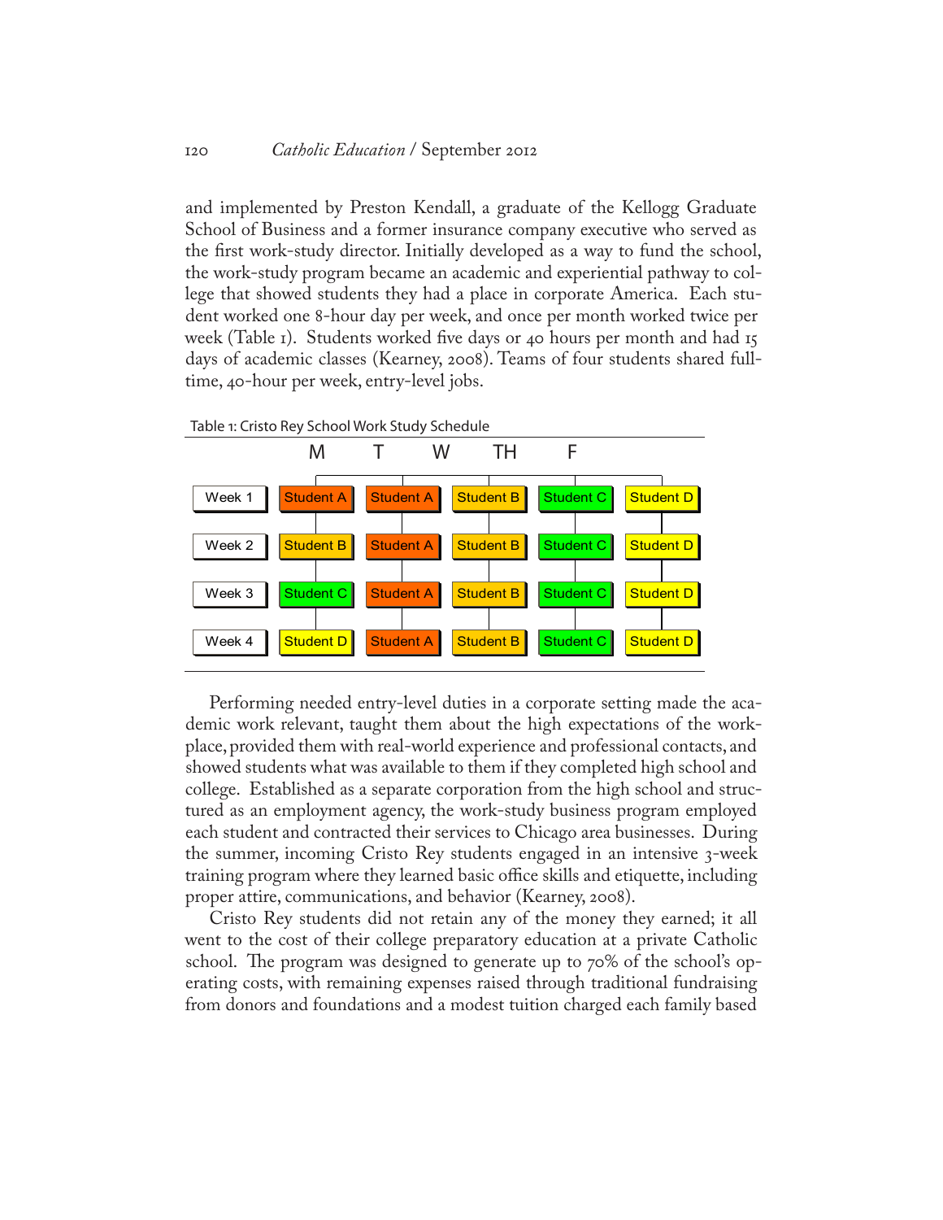and implemented by Preston Kendall, a graduate of the Kellogg Graduate School of Business and a former insurance company executive who served as the first work-study director. Initially developed as a way to fund the school, the work-study program became an academic and experiential pathway to college that showed students they had a place in corporate America. Each student worked one 8-hour day per week, and once per month worked twice per week (Table 1). Students worked five days or 40 hours per month and had 15 days of academic classes (Kearney, 2008). Teams of four students shared full-time, 40-hour per week, entry-level jobs.

Table 1: Cristo Rey School Work Study Schedule

| | M | T | W | TH | F |
|---|---|---|---|---|---|
| Week 1 | Student A | Student A | Student B | Student C | Student D |
| Week 2 | Student B | Student A | Student B | Student C | Student D |
| Week 3 | Student C | Student A | Student B | Student C | Student D |
| Week 4 | Student D | Student A | Student B | Student C | Student D |

Performing needed entry-level duties in a corporate setting made the academic work relevant, taught them about the high expectations of the workplace, provided them with real-world experience and professional contacts, and showed students what was available to them if they completed high school and college. Established as a separate corporation from the high school and structured as an employment agency, the work-study business program employed each student and contracted their services to Chicago area businesses. During the summer, incoming Cristo Rey students engaged in an intensive 3-week training program where they learned basic office skills and etiquette, including proper attire, communications, and behavior (Kearney, 2008).

Cristo Rey students did not retain any of the money they earned; it all went to the cost of their college preparatory education at a private Catholic school. The program was designed to generate up to 70% of the school's operating costs, with remaining expenses raised through traditional fundraising from donors and foundations and a modest tuition charged each family based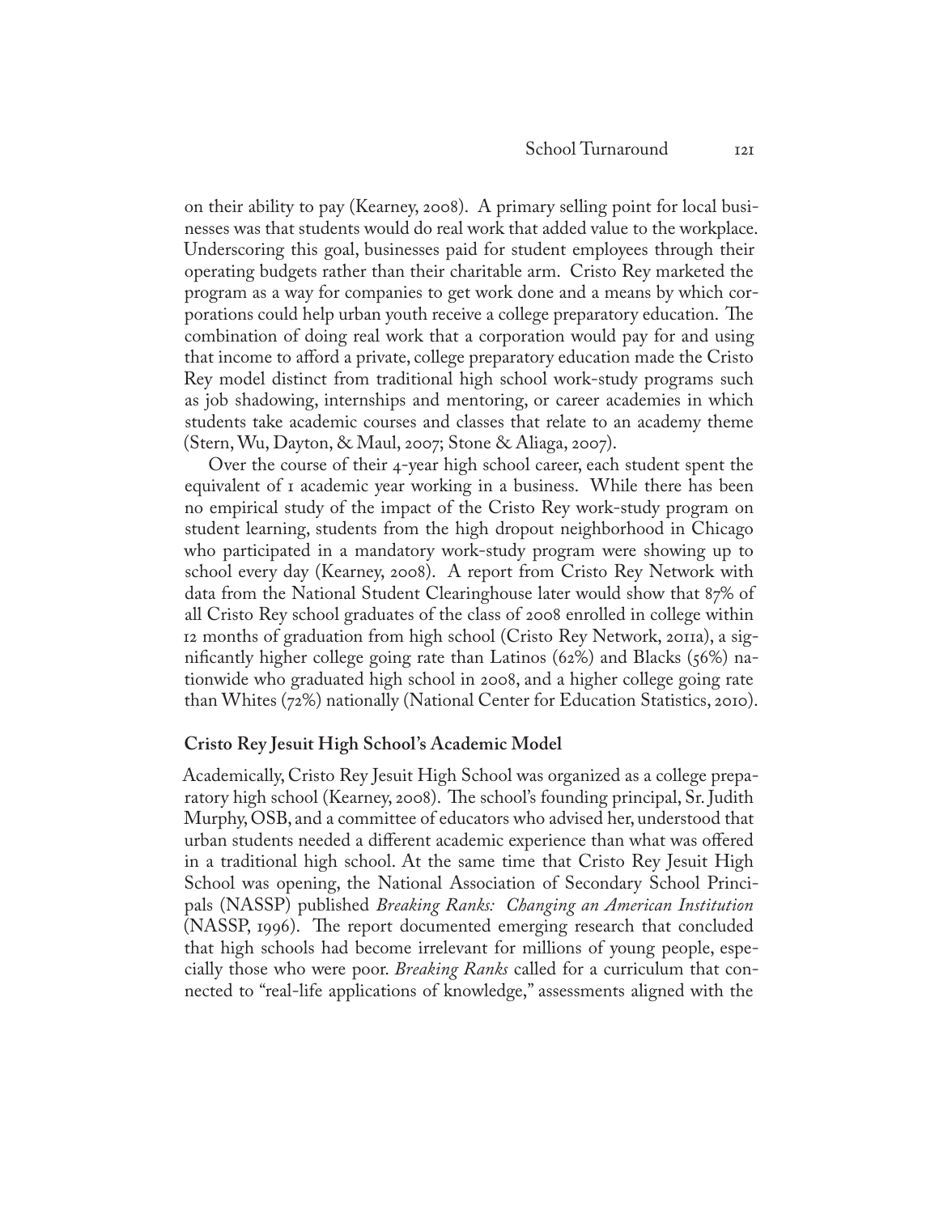on their ability to pay (Kearney, 2008). A primary selling point for local businesses was that students would do real work that added value to the workplace. Underscoring this goal, businesses paid for student employees through their operating budgets rather than their charitable arm. Cristo Rey marketed the program as a way for companies to get work done and a means by which corporations could help urban youth receive a college preparatory education. The combination of doing real work that a corporation would pay for and using that income to afford a private, college preparatory education made the Cristo Rey model distinct from traditional high school work-study programs such as job shadowing, internships and mentoring, or career academies in which students take academic courses and classes that relate to an academy theme (Stern, Wu, Dayton, & Maul, 2007; Stone & Aliaga, 2007).

Over the course of their 4-year high school career, each student spent the equivalent of 1 academic year working in a business. While there has been no empirical study of the impact of the Cristo Rey work-study program on student learning, students from the high dropout neighborhood in Chicago who participated in a mandatory work-study program were showing up to school every day (Kearney, 2008). A report from Cristo Rey Network with data from the National Student Clearinghouse later would show that 87% of all Cristo Rey school graduates of the class of 2008 enrolled in college within 12 months of graduation from high school (Cristo Rey Network, 2011a), a significantly higher college going rate than Latinos (62%) and Blacks (56%) nationwide who graduated high school in 2008, and a higher college going rate than Whites (72%) nationally (National Center for Education Statistics, 2010).

### Cristo Rey Jesuit High School's Academic Model

Academically, Cristo Rey Jesuit High School was organized as a college preparatory high school (Kearney, 2008). The school's founding principal, Sr. Judith Murphy, OSB, and a committee of educators who advised her, understood that urban students needed a different academic experience than what was offered in a traditional high school. At the same time that Cristo Rey Jesuit High School was opening, the National Association of Secondary School Principals (NASSP) published *Breaking Ranks: Changing an American Institution* (NASSP, 1996). The report documented emerging research that concluded that high schools had become irrelevant for millions of young people, especially those who were poor. *Breaking Ranks* called for a curriculum that connected to "real-life applications of knowledge," assessments aligned with the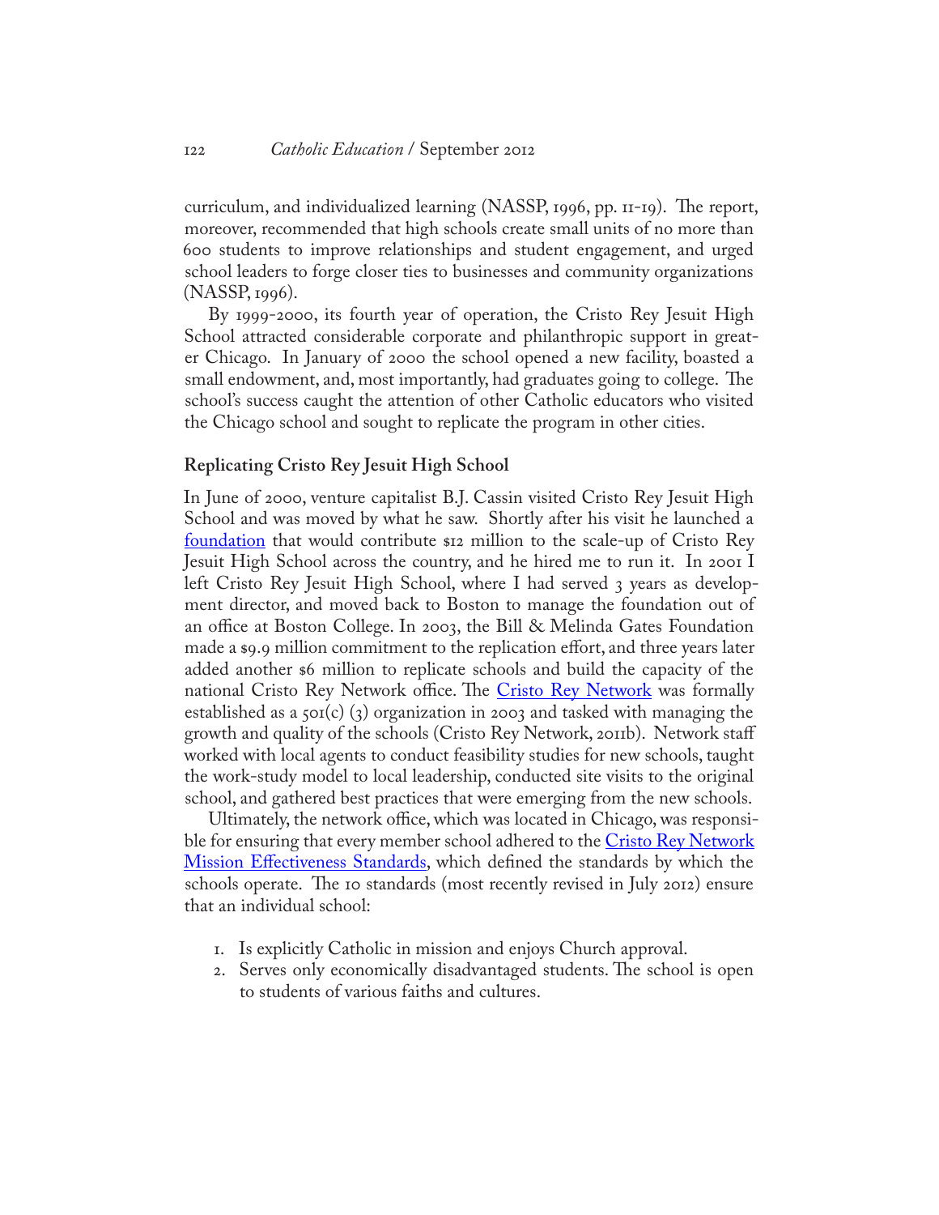curriculum, and individualized learning (NASSP, 1996, pp. 11-19). The report, moreover, recommended that high schools create small units of no more than 600 students to improve relationships and student engagement, and urged school leaders to forge closer ties to businesses and community organizations (NASSP, 1996).

By 1999-2000, its fourth year of operation, the Cristo Rey Jesuit High School attracted considerable corporate and philanthropic support in greater Chicago. In January of 2000 the school opened a new facility, boasted a small endowment, and, most importantly, had graduates going to college. The school's success caught the attention of other Catholic educators who visited the Chicago school and sought to replicate the program in other cities.

## Replicating Cristo Rey Jesuit High School

In June of 2000, venture capitalist B.J. Cassin visited Cristo Rey Jesuit High School and was moved by what he saw. Shortly after his visit he launched a foundation that would contribute $12 million to the scale-up of Cristo Rey Jesuit High School across the country, and he hired me to run it. In 2001 I left Cristo Rey Jesuit High School, where I had served 3 years as development director, and moved back to Boston to manage the foundation out of an office at Boston College. In 2003, the Bill & Melinda Gates Foundation made a $9.9 million commitment to the replication effort, and three years later added another $6 million to replicate schools and build the capacity of the national Cristo Rey Network office. The Cristo Rey Network was formally established as a 501(c) (3) organization in 2003 and tasked with managing the growth and quality of the schools (Cristo Rey Network, 2011b). Network staff worked with local agents to conduct feasibility studies for new schools, taught the work-study model to local leadership, conducted site visits to the original school, and gathered best practices that were emerging from the new schools.

Ultimately, the network office, which was located in Chicago, was responsible for ensuring that every member school adhered to the Cristo Rey Network Mission Effectiveness Standards, which defined the standards by which the schools operate. The 10 standards (most recently revised in July 2012) ensure that an individual school:

1. Is explicitly Catholic in mission and enjoys Church approval.
2. Serves only economically disadvantaged students. The school is open to students of various faiths and cultures.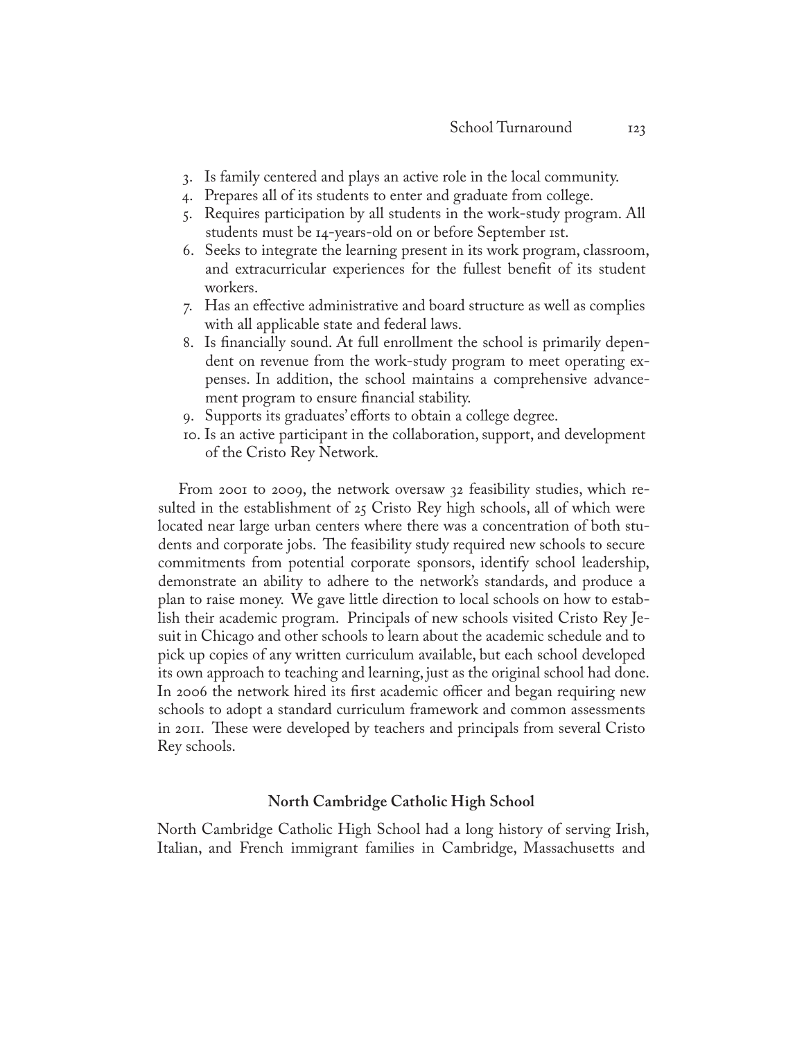3. Is family centered and plays an active role in the local community.
4. Prepares all of its students to enter and graduate from college.
5. Requires participation by all students in the work-study program. All students must be 14-years-old on or before September 1st.
6. Seeks to integrate the learning present in its work program, classroom, and extracurricular experiences for the fullest benefit of its student workers.
7. Has an effective administrative and board structure as well as complies with all applicable state and federal laws.
8. Is financially sound. At full enrollment the school is primarily dependent on revenue from the work-study program to meet operating expenses. In addition, the school maintains a comprehensive advancement program to ensure financial stability.
9. Supports its graduates' efforts to obtain a college degree.
10. Is an active participant in the collaboration, support, and development of the Cristo Rey Network.

From 2001 to 2009, the network oversaw 32 feasibility studies, which resulted in the establishment of 25 Cristo Rey high schools, all of which were located near large urban centers where there was a concentration of both students and corporate jobs. The feasibility study required new schools to secure commitments from potential corporate sponsors, identify school leadership, demonstrate an ability to adhere to the network's standards, and produce a plan to raise money. We gave little direction to local schools on how to establish their academic program. Principals of new schools visited Cristo Rey Jesuit in Chicago and other schools to learn about the academic schedule and to pick up copies of any written curriculum available, but each school developed its own approach to teaching and learning, just as the original school had done. In 2006 the network hired its first academic officer and began requiring new schools to adopt a standard curriculum framework and common assessments in 2011. These were developed by teachers and principals from several Cristo Rey schools.

### North Cambridge Catholic High School

North Cambridge Catholic High School had a long history of serving Irish, Italian, and French immigrant families in Cambridge, Massachusetts and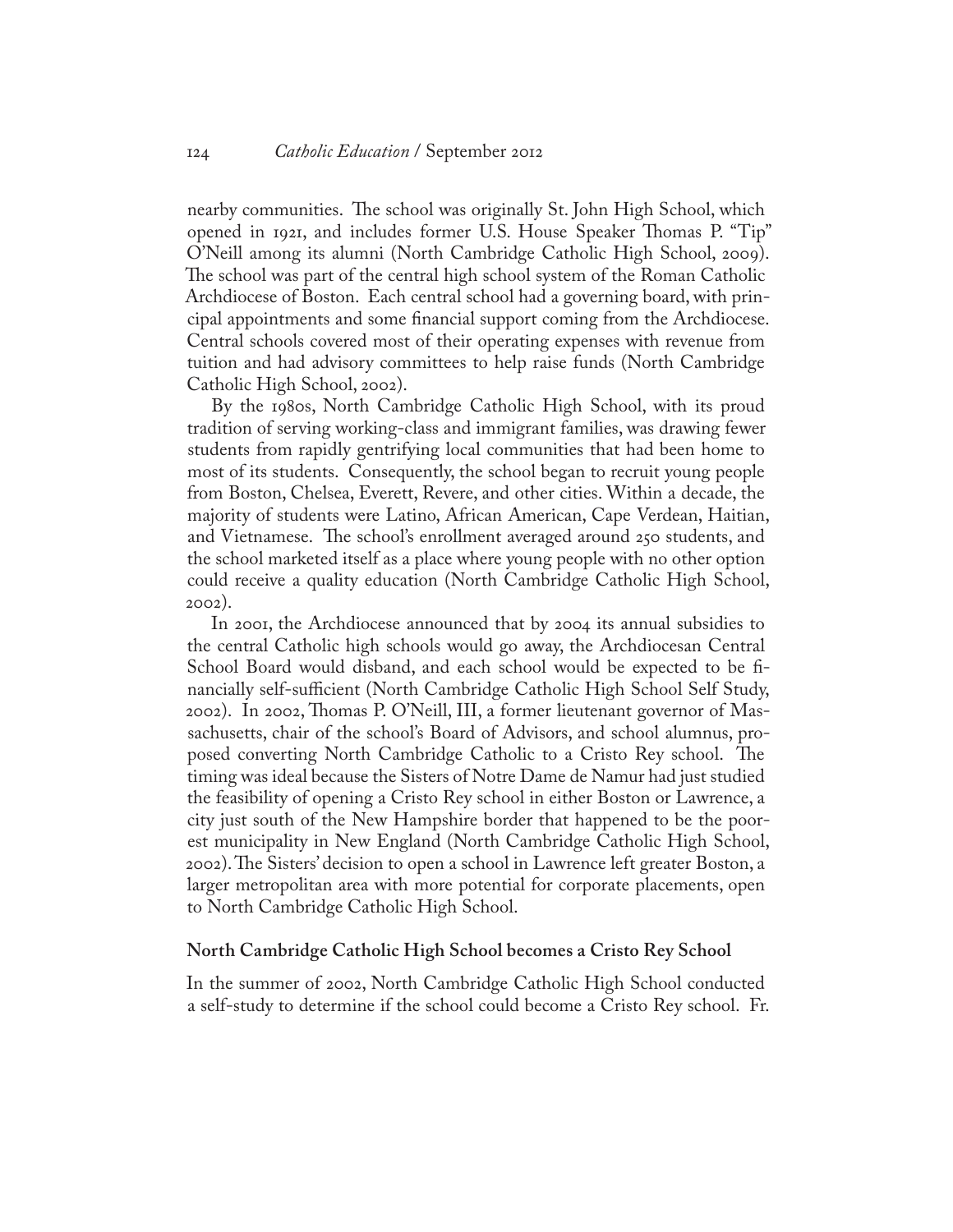nearby communities. The school was originally St. John High School, which opened in 1921, and includes former U.S. House Speaker Thomas P. "Tip" O'Neill among its alumni (North Cambridge Catholic High School, 2009). The school was part of the central high school system of the Roman Catholic Archdiocese of Boston. Each central school had a governing board, with principal appointments and some financial support coming from the Archdiocese. Central schools covered most of their operating expenses with revenue from tuition and had advisory committees to help raise funds (North Cambridge Catholic High School, 2002).

By the 1980s, North Cambridge Catholic High School, with its proud tradition of serving working-class and immigrant families, was drawing fewer students from rapidly gentrifying local communities that had been home to most of its students. Consequently, the school began to recruit young people from Boston, Chelsea, Everett, Revere, and other cities. Within a decade, the majority of students were Latino, African American, Cape Verdean, Haitian, and Vietnamese. The school's enrollment averaged around 250 students, and the school marketed itself as a place where young people with no other option could receive a quality education (North Cambridge Catholic High School, 2002).

In 2001, the Archdiocese announced that by 2004 its annual subsidies to the central Catholic high schools would go away, the Archdiocesan Central School Board would disband, and each school would be expected to be financially self-sufficient (North Cambridge Catholic High School Self Study, 2002). In 2002, Thomas P. O'Neill, III, a former lieutenant governor of Massachusetts, chair of the school's Board of Advisors, and school alumnus, proposed converting North Cambridge Catholic to a Cristo Rey school. The timing was ideal because the Sisters of Notre Dame de Namur had just studied the feasibility of opening a Cristo Rey school in either Boston or Lawrence, a city just south of the New Hampshire border that happened to be the poorest municipality in New England (North Cambridge Catholic High School, 2002). The Sisters' decision to open a school in Lawrence left greater Boston, a larger metropolitan area with more potential for corporate placements, open to North Cambridge Catholic High School.

### North Cambridge Catholic High School becomes a Cristo Rey School

In the summer of 2002, North Cambridge Catholic High School conducted a self-study to determine if the school could become a Cristo Rey school. Fr.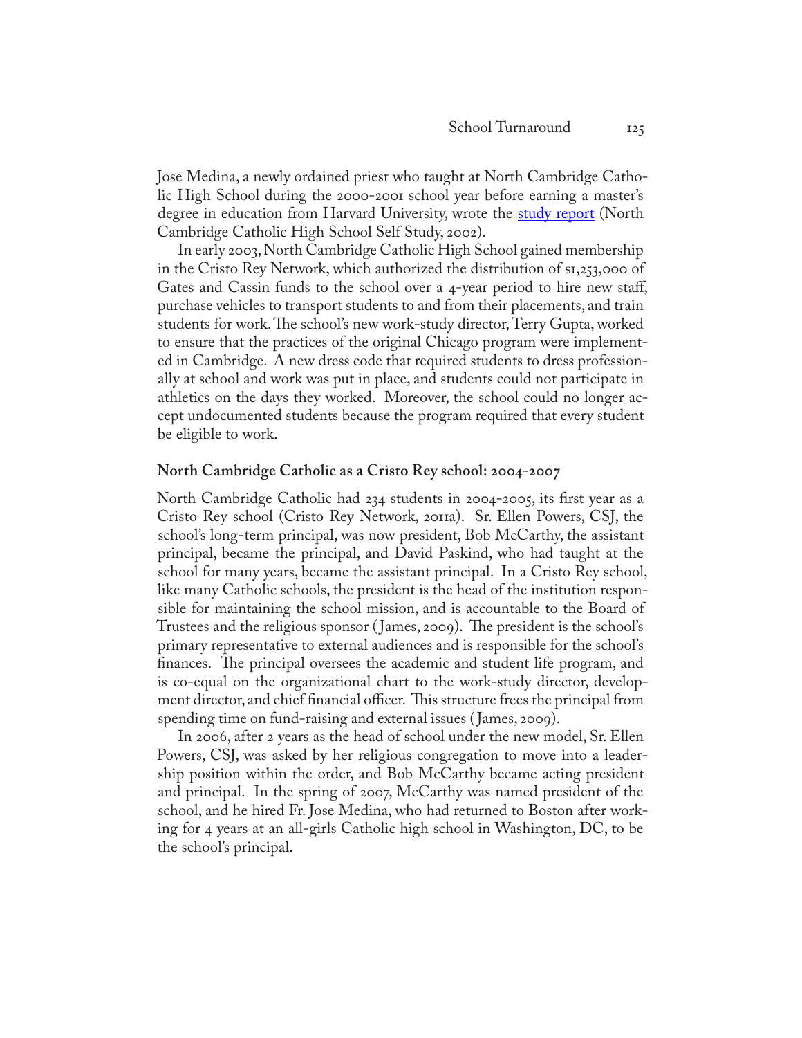Jose Medina, a newly ordained priest who taught at North Cambridge Catholic High School during the 2000-2001 school year before earning a master's degree in education from Harvard University, wrote the study report (North Cambridge Catholic High School Self Study, 2002).

In early 2003, North Cambridge Catholic High School gained membership in the Cristo Rey Network, which authorized the distribution of $1,253,000 of Gates and Cassin funds to the school over a 4-year period to hire new staff, purchase vehicles to transport students to and from their placements, and train students for work. The school's new work-study director, Terry Gupta, worked to ensure that the practices of the original Chicago program were implemented in Cambridge. A new dress code that required students to dress professionally at school and work was put in place, and students could not participate in athletics on the days they worked. Moreover, the school could no longer accept undocumented students because the program required that every student be eligible to work.

### North Cambridge Catholic as a Cristo Rey school: 2004-2007

North Cambridge Catholic had 234 students in 2004-2005, its first year as a Cristo Rey school (Cristo Rey Network, 2011a). Sr. Ellen Powers, CSJ, the school's long-term principal, was now president, Bob McCarthy, the assistant principal, became the principal, and David Paskind, who had taught at the school for many years, became the assistant principal. In a Cristo Rey school, like many Catholic schools, the president is the head of the institution responsible for maintaining the school mission, and is accountable to the Board of Trustees and the religious sponsor (James, 2009). The president is the school's primary representative to external audiences and is responsible for the school's finances. The principal oversees the academic and student life program, and is co-equal on the organizational chart to the work-study director, development director, and chief financial officer. This structure frees the principal from spending time on fund-raising and external issues (James, 2009).

In 2006, after 2 years as the head of school under the new model, Sr. Ellen Powers, CSJ, was asked by her religious congregation to move into a leadership position within the order, and Bob McCarthy became acting president and principal. In the spring of 2007, McCarthy was named president of the school, and he hired Fr. Jose Medina, who had returned to Boston after working for 4 years at an all-girls Catholic high school in Washington, DC, to be the school's principal.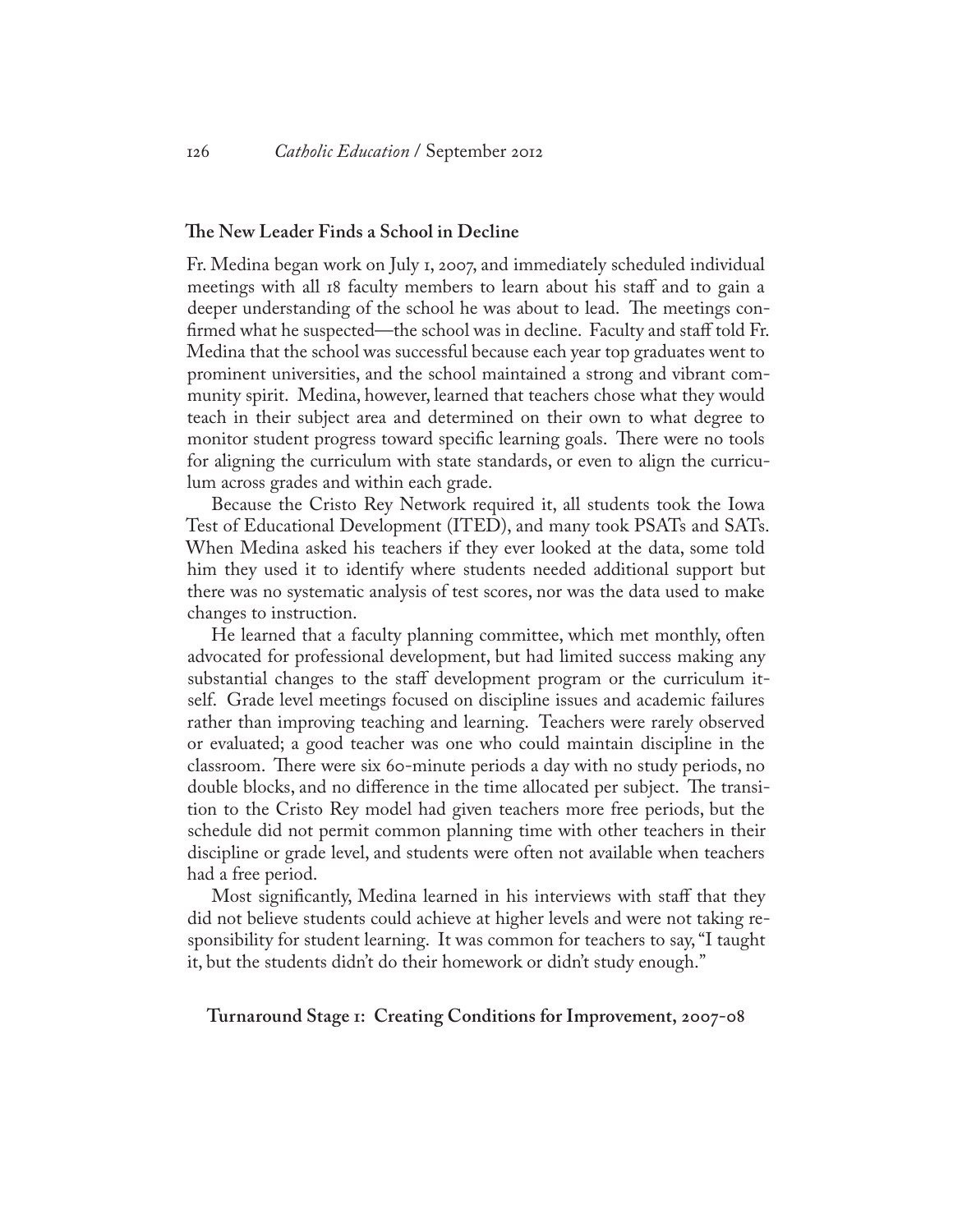### The New Leader Finds a School in Decline

Fr. Medina began work on July 1, 2007, and immediately scheduled individual meetings with all 18 faculty members to learn about his staff and to gain a deeper understanding of the school he was about to lead. The meetings confirmed what he suspected—the school was in decline. Faculty and staff told Fr. Medina that the school was successful because each year top graduates went to prominent universities, and the school maintained a strong and vibrant community spirit. Medina, however, learned that teachers chose what they would teach in their subject area and determined on their own to what degree to monitor student progress toward specific learning goals. There were no tools for aligning the curriculum with state standards, or even to align the curriculum across grades and within each grade.

Because the Cristo Rey Network required it, all students took the Iowa Test of Educational Development (ITED), and many took PSATs and SATs. When Medina asked his teachers if they ever looked at the data, some told him they used it to identify where students needed additional support but there was no systematic analysis of test scores, nor was the data used to make changes to instruction.

He learned that a faculty planning committee, which met monthly, often advocated for professional development, but had limited success making any substantial changes to the staff development program or the curriculum itself. Grade level meetings focused on discipline issues and academic failures rather than improving teaching and learning. Teachers were rarely observed or evaluated; a good teacher was one who could maintain discipline in the classroom. There were six 60-minute periods a day with no study periods, no double blocks, and no difference in the time allocated per subject. The transition to the Cristo Rey model had given teachers more free periods, but the schedule did not permit common planning time with other teachers in their discipline or grade level, and students were often not available when teachers had a free period.

Most significantly, Medina learned in his interviews with staff that they did not believe students could achieve at higher levels and were not taking responsibility for student learning. It was common for teachers to say, "I taught it, but the students didn't do their homework or didn't study enough."

### Turnaround Stage 1: Creating Conditions for Improvement, 2007-08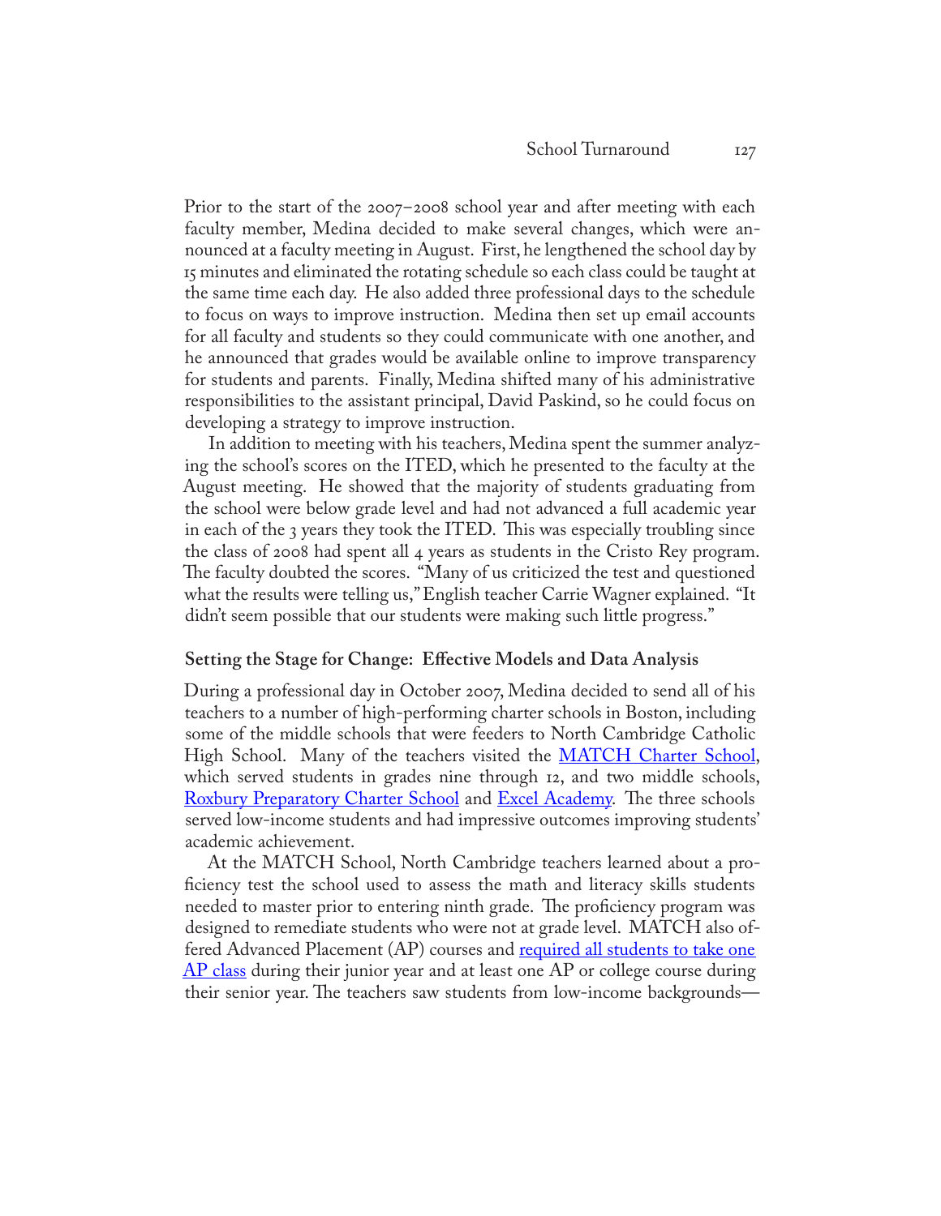Prior to the start of the 2007–2008 school year and after meeting with each faculty member, Medina decided to make several changes, which were announced at a faculty meeting in August. First, he lengthened the school day by 15 minutes and eliminated the rotating schedule so each class could be taught at the same time each day. He also added three professional days to the schedule to focus on ways to improve instruction. Medina then set up email accounts for all faculty and students so they could communicate with one another, and he announced that grades would be available online to improve transparency for students and parents. Finally, Medina shifted many of his administrative responsibilities to the assistant principal, David Paskind, so he could focus on developing a strategy to improve instruction.

In addition to meeting with his teachers, Medina spent the summer analyzing the school's scores on the ITED, which he presented to the faculty at the August meeting. He showed that the majority of students graduating from the school were below grade level and had not advanced a full academic year in each of the 3 years they took the ITED. This was especially troubling since the class of 2008 had spent all 4 years as students in the Cristo Rey program. The faculty doubted the scores. "Many of us criticized the test and questioned what the results were telling us," English teacher Carrie Wagner explained. "It didn't seem possible that our students were making such little progress."

### Setting the Stage for Change: Effective Models and Data Analysis

During a professional day in October 2007, Medina decided to send all of his teachers to a number of high-performing charter schools in Boston, including some of the middle schools that were feeders to North Cambridge Catholic High School. Many of the teachers visited the MATCH Charter School, which served students in grades nine through 12, and two middle schools, Roxbury Preparatory Charter School and Excel Academy. The three schools served low-income students and had impressive outcomes improving students' academic achievement.

At the MATCH School, North Cambridge teachers learned about a proficiency test the school used to assess the math and literacy skills students needed to master prior to entering ninth grade. The proficiency program was designed to remediate students who were not at grade level. MATCH also offered Advanced Placement (AP) courses and required all students to take one AP class during their junior year and at least one AP or college course during their senior year. The teachers saw students from low-income backgrounds—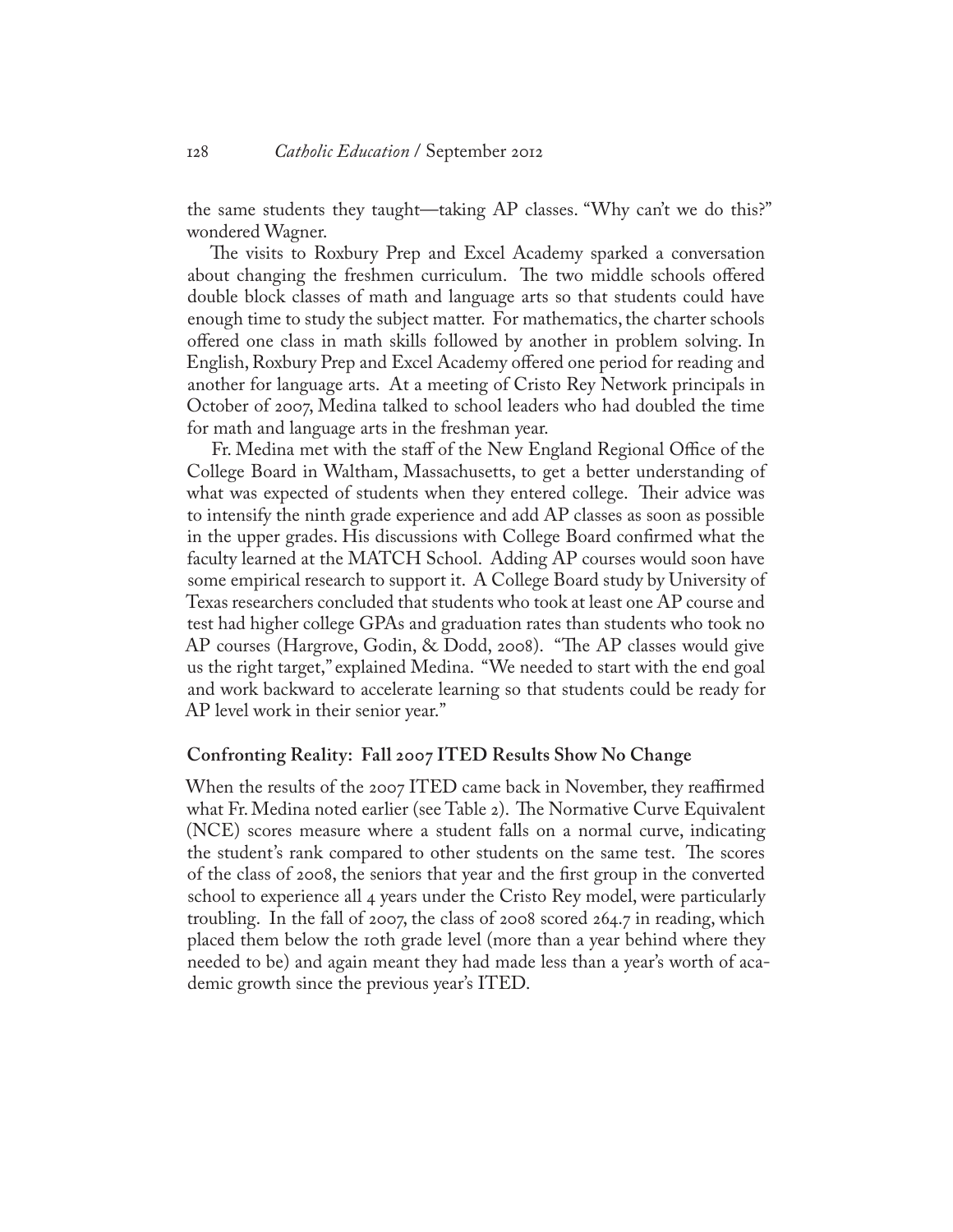the same students they taught—taking AP classes. "Why can't we do this?" wondered Wagner.

The visits to Roxbury Prep and Excel Academy sparked a conversation about changing the freshmen curriculum. The two middle schools offered double block classes of math and language arts so that students could have enough time to study the subject matter. For mathematics, the charter schools offered one class in math skills followed by another in problem solving. In English, Roxbury Prep and Excel Academy offered one period for reading and another for language arts. At a meeting of Cristo Rey Network principals in October of 2007, Medina talked to school leaders who had doubled the time for math and language arts in the freshman year.

Fr. Medina met with the staff of the New England Regional Office of the College Board in Waltham, Massachusetts, to get a better understanding of what was expected of students when they entered college. Their advice was to intensify the ninth grade experience and add AP classes as soon as possible in the upper grades. His discussions with College Board confirmed what the faculty learned at the MATCH School. Adding AP courses would soon have some empirical research to support it. A College Board study by University of Texas researchers concluded that students who took at least one AP course and test had higher college GPAs and graduation rates than students who took no AP courses (Hargrove, Godin, & Dodd, 2008). "The AP classes would give us the right target," explained Medina. "We needed to start with the end goal and work backward to accelerate learning so that students could be ready for AP level work in their senior year."

## Confronting Reality: Fall 2007 ITED Results Show No Change

When the results of the 2007 ITED came back in November, they reaffirmed what Fr. Medina noted earlier (see Table 2). The Normative Curve Equivalent (NCE) scores measure where a student falls on a normal curve, indicating the student's rank compared to other students on the same test. The scores of the class of 2008, the seniors that year and the first group in the converted school to experience all 4 years under the Cristo Rey model, were particularly troubling. In the fall of 2007, the class of 2008 scored 264.7 in reading, which placed them below the 10th grade level (more than a year behind where they needed to be) and again meant they had made less than a year's worth of academic growth since the previous year's ITED.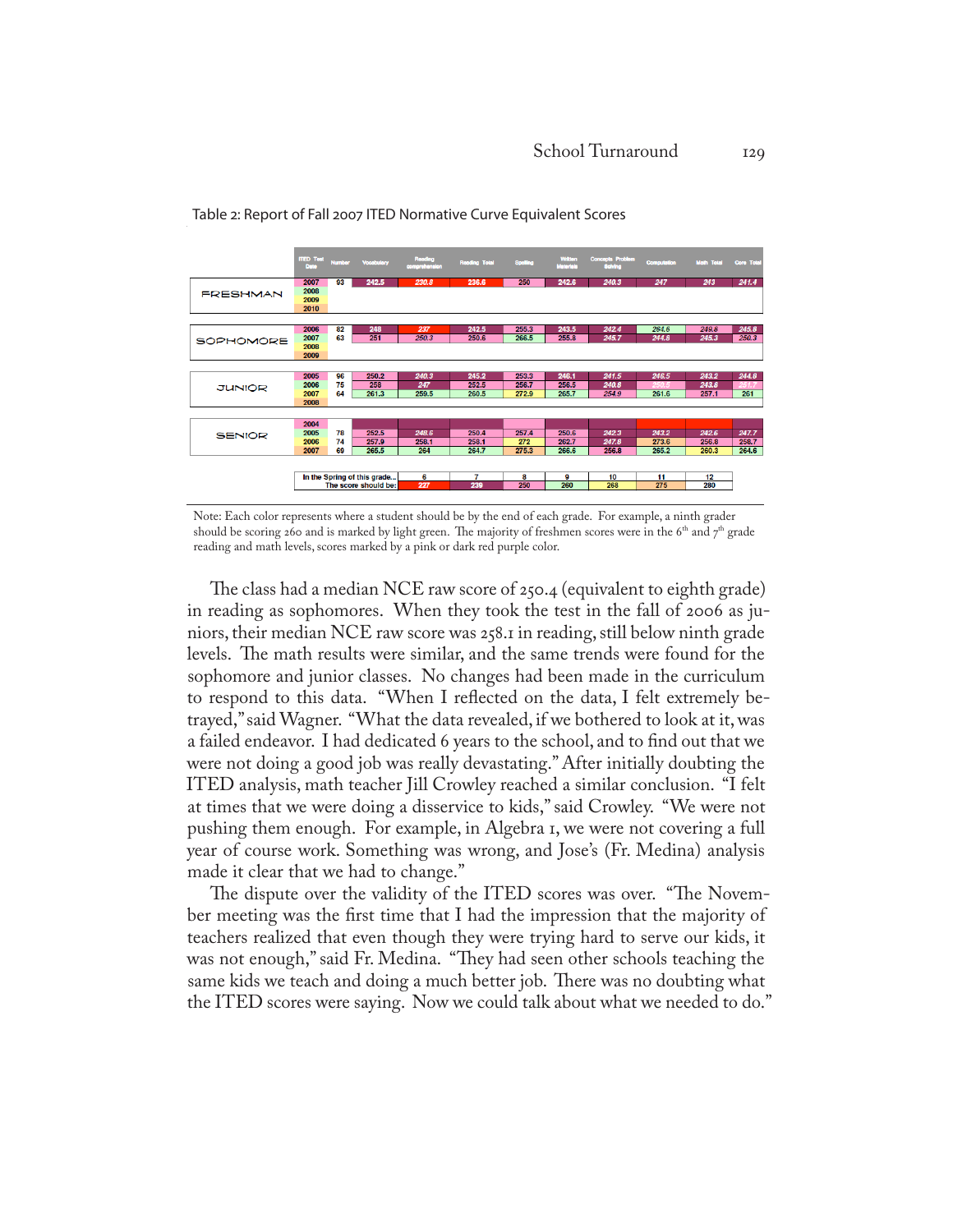Table 2: Report of Fall 2007 ITED Normative Curve Equivalent Scores

| | ITED Test Date | Number | Vocabulary | Reading comprehension | Reading Total | Spelling | Written Materials | Concepts Problem Solving | Computation | Math Total | Core Total |
|---|---|---|---|---|---|---|---|---|---|---|---|
| FRESHMAN | 2007 | 93 | 242.5 | 230.8 | 236.6 | 250 | 242.6 | 240.3 | 247 | 243 | 241.4 |
| | 2008 | | | | | | | | | | |
| | 2009 | | | | | | | | | | |
| | 2010 | | | | | | | | | | |
| SOPHOMORE | 2006 | 82 | 248 | 237 | 242.5 | 255.3 | 243.5 | 242.4 | 264.6 | 249.8 | 245.8 |
| | 2007 | 63 | 251 | 250.3 | 250.6 | 266.5 | 255.8 | 245.7 | 244.8 | 245.3 | 250.3 |
| | 2008 | | | | | | | | | | |
| | 2009 | | | | | | | | | | |
| JUNIOR | 2005 | 96 | 250.2 | 240.3 | 245.2 | 253.3 | 246.1 | 241.5 | 246.5 | 243.2 | 244.8 |
| | 2006 | 75 | 258 | 247 | 252.5 | 256.7 | 256.5 | 240.8 | 250.5 | 243.6 | 251.7 |
| | 2007 | 64 | 261.3 | 259.5 | 260.5 | 272.9 | 265.7 | 254.9 | 261.6 | 257.1 | 261 |
| | 2008 | | | | | | | | | | |
| SENIOR | 2004 | | | | | | | | | | |
| | 2005 | 78 | 252.5 | 248.6 | 250.4 | 257.4 | 250.6 | 242.3 | 243.2 | 242.6 | 247.7 |
| | 2006 | 74 | 257.9 | 258.1 | 258.1 | 272 | 262.7 | 247.6 | 273.6 | 256.8 | 256.7 |
| | 2007 | 69 | 265.5 | 264 | 264.7 | 275.3 | 266.6 | 256.8 | 265.2 | 260.3 | 264.6 |

| In the Spring of this grade... | 6 | 7 | 8 | 9 | 10 | 11 | 12 |
|---|---|---|---|---|---|---|---|
| The score should be: | 227 | 239 | 250 | 260 | 268 | 275 | 280 |

Note: Each color represents where a student should be by the end of each grade. For example, a ninth grader should be scoring 260 and is marked by light green. The majority of freshmen scores were in the 6th and 7th grade reading and math levels, scores marked by a pink or dark red purple color.

The class had a median NCE raw score of 250.4 (equivalent to eighth grade) in reading as sophomores. When they took the test in the fall of 2006 as juniors, their median NCE raw score was 258.1 in reading, still below ninth grade levels. The math results were similar, and the same trends were found for the sophomore and junior classes. No changes had been made in the curriculum to respond to this data. "When I reflected on the data, I felt extremely betrayed," said Wagner. "What the data revealed, if we bothered to look at it, was a failed endeavor. I had dedicated 6 years to the school, and to find out that we were not doing a good job was really devastating." After initially doubting the ITED analysis, math teacher Jill Crowley reached a similar conclusion. "I felt at times that we were doing a disservice to kids," said Crowley. "We were not pushing them enough. For example, in Algebra 1, we were not covering a full year of course work. Something was wrong, and Jose's (Fr. Medina) analysis made it clear that we had to change."

The dispute over the validity of the ITED scores was over. "The November meeting was the first time that I had the impression that the majority of teachers realized that even though they were trying hard to serve our kids, it was not enough," said Fr. Medina. "They had seen other schools teaching the same kids we teach and doing a much better job. There was no doubting what the ITED scores were saying. Now we could talk about what we needed to do."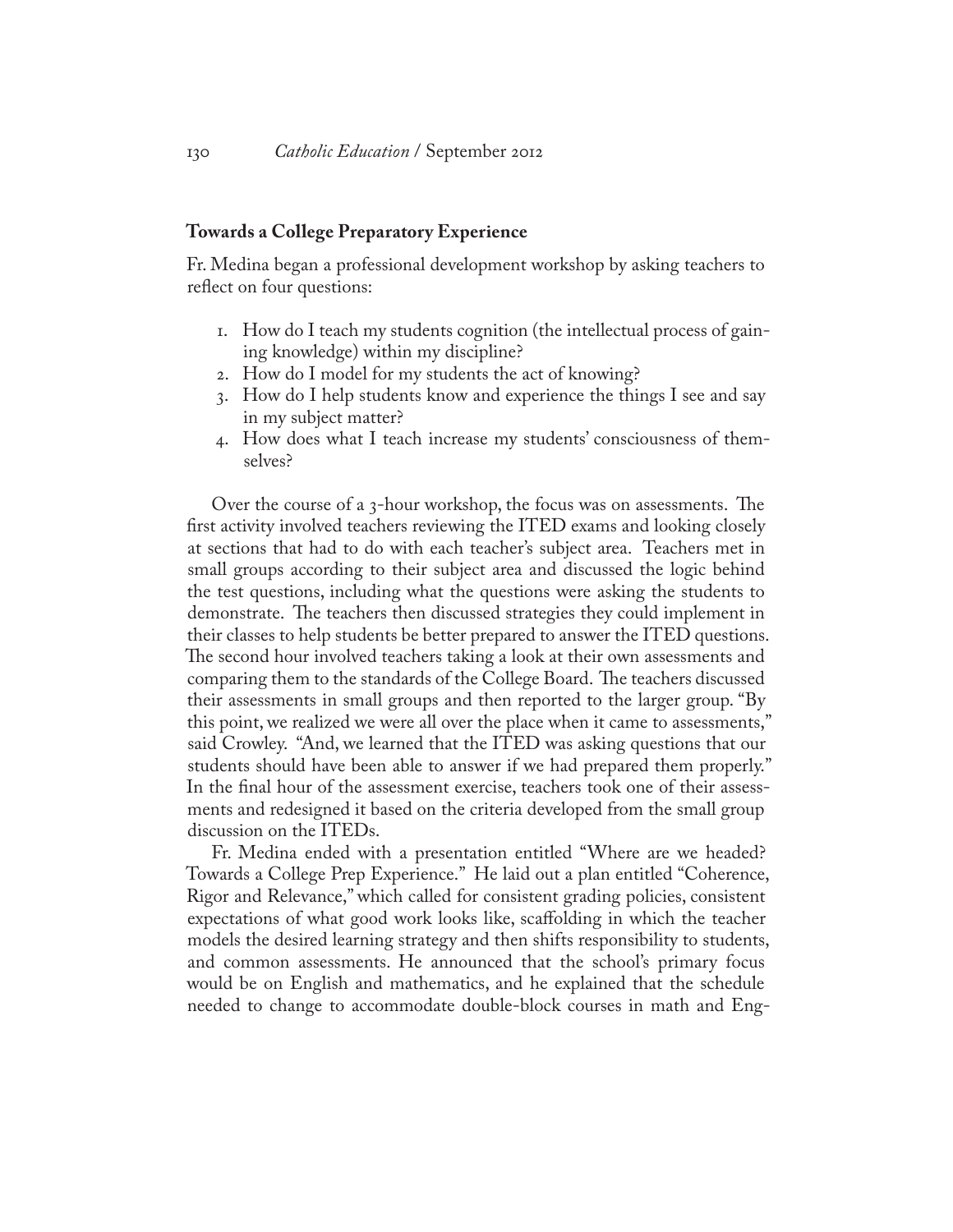### Towards a College Preparatory Experience

Fr. Medina began a professional development workshop by asking teachers to reflect on four questions:

1. How do I teach my students cognition (the intellectual process of gaining knowledge) within my discipline?
2. How do I model for my students the act of knowing?
3. How do I help students know and experience the things I see and say in my subject matter?
4. How does what I teach increase my students' consciousness of themselves?

Over the course of a 3-hour workshop, the focus was on assessments. The first activity involved teachers reviewing the ITED exams and looking closely at sections that had to do with each teacher's subject area. Teachers met in small groups according to their subject area and discussed the logic behind the test questions, including what the questions were asking the students to demonstrate. The teachers then discussed strategies they could implement in their classes to help students be better prepared to answer the ITED questions. The second hour involved teachers taking a look at their own assessments and comparing them to the standards of the College Board. The teachers discussed their assessments in small groups and then reported to the larger group. "By this point, we realized we were all over the place when it came to assessments," said Crowley. "And, we learned that the ITED was asking questions that our students should have been able to answer if we had prepared them properly." In the final hour of the assessment exercise, teachers took one of their assessments and redesigned it based on the criteria developed from the small group discussion on the ITEDs.

Fr. Medina ended with a presentation entitled "Where are we headed? Towards a College Prep Experience." He laid out a plan entitled "Coherence, Rigor and Relevance," which called for consistent grading policies, consistent expectations of what good work looks like, scaffolding in which the teacher models the desired learning strategy and then shifts responsibility to students, and common assessments. He announced that the school's primary focus would be on English and mathematics, and he explained that the schedule needed to change to accommodate double-block courses in math and Eng-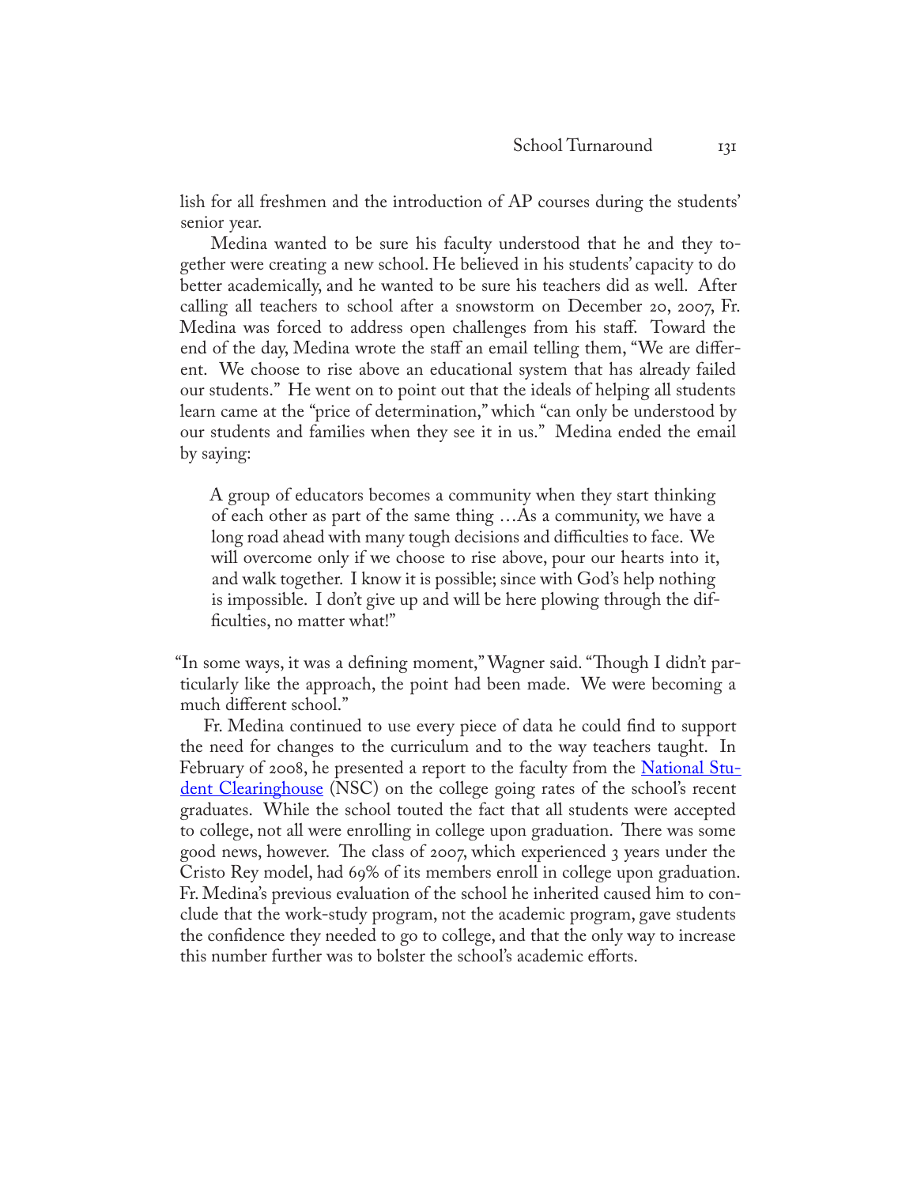lish for all freshmen and the introduction of AP courses during the students' senior year.

Medina wanted to be sure his faculty understood that he and they together were creating a new school. He believed in his students' capacity to do better academically, and he wanted to be sure his teachers did as well. After calling all teachers to school after a snowstorm on December 20, 2007, Fr. Medina was forced to address open challenges from his staff. Toward the end of the day, Medina wrote the staff an email telling them, "We are different. We choose to rise above an educational system that has already failed our students." He went on to point out that the ideals of helping all students learn came at the "price of determination," which "can only be understood by our students and families when they see it in us." Medina ended the email by saying:

> A group of educators becomes a community when they start thinking of each other as part of the same thing …As a community, we have a long road ahead with many tough decisions and difficulties to face. We will overcome only if we choose to rise above, pour our hearts into it, and walk together. I know it is possible; since with God's help nothing is impossible. I don't give up and will be here plowing through the difficulties, no matter what!"

"In some ways, it was a defining moment," Wagner said. "Though I didn't particularly like the approach, the point had been made. We were becoming a much different school."

Fr. Medina continued to use every piece of data he could find to support the need for changes to the curriculum and to the way teachers taught. In February of 2008, he presented a report to the faculty from the National Student Clearinghouse (NSC) on the college going rates of the school's recent graduates. While the school touted the fact that all students were accepted to college, not all were enrolling in college upon graduation. There was some good news, however. The class of 2007, which experienced 3 years under the Cristo Rey model, had 69% of its members enroll in college upon graduation. Fr. Medina's previous evaluation of the school he inherited caused him to conclude that the work-study program, not the academic program, gave students the confidence they needed to go to college, and that the only way to increase this number further was to bolster the school's academic efforts.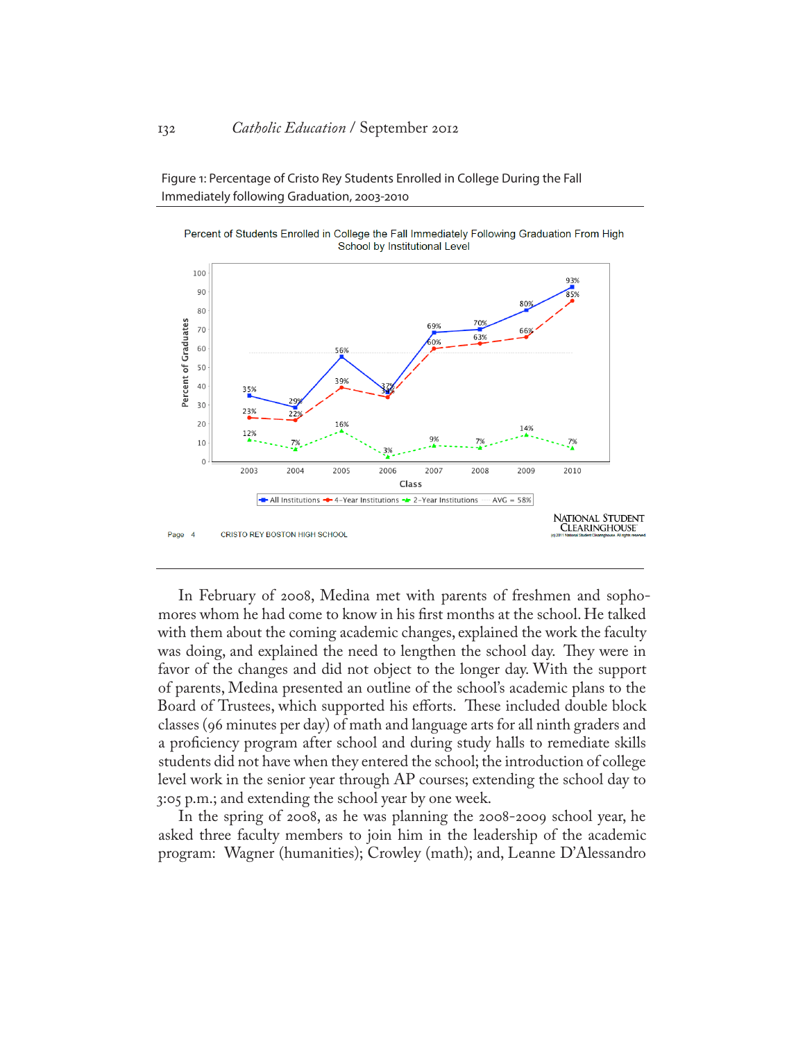Figure 1: Percentage of Cristo Rey Students Enrolled in College During the Fall Immediately following Graduation, 2003-2010

Percent of Students Enrolled in College the Fall Immediately Following Graduation From High School by Institutional Level

| Class | All Institutions | 4-Year Institutions | 2-Year Institutions |
|---|---|---|---|
| 2003 | 35% | 23% | 12% |
| 2004 | 29% | 22% | 7% |
| 2005 | 56% | 39% | 16% |
| 2006 | 37% | 34% | 3% |
| 2007 | 69% | 60% | 9% |
| 2008 | 70% | 63% | 7% |
| 2009 | 80% | 66% | 14% |
| 2010 | 93% | 85% | 7% |

AVG = 58%

Page 4 CRISTO REY BOSTON HIGH SCHOOL

NATIONAL STUDENT CLEARINGHOUSE

In February of 2008, Medina met with parents of freshmen and sophomores whom he had come to know in his first months at the school. He talked with them about the coming academic changes, explained the work the faculty was doing, and explained the need to lengthen the school day. They were in favor of the changes and did not object to the longer day. With the support of parents, Medina presented an outline of the school's academic plans to the Board of Trustees, which supported his efforts. These included double block classes (96 minutes per day) of math and language arts for all ninth graders and a proficiency program after school and during study halls to remediate skills students did not have when they entered the school; the introduction of college level work in the senior year through AP courses; extending the school day to 3:05 p.m.; and extending the school year by one week.

In the spring of 2008, as he was planning the 2008-2009 school year, he asked three faculty members to join him in the leadership of the academic program: Wagner (humanities); Crowley (math); and, Leanne D'Alessandro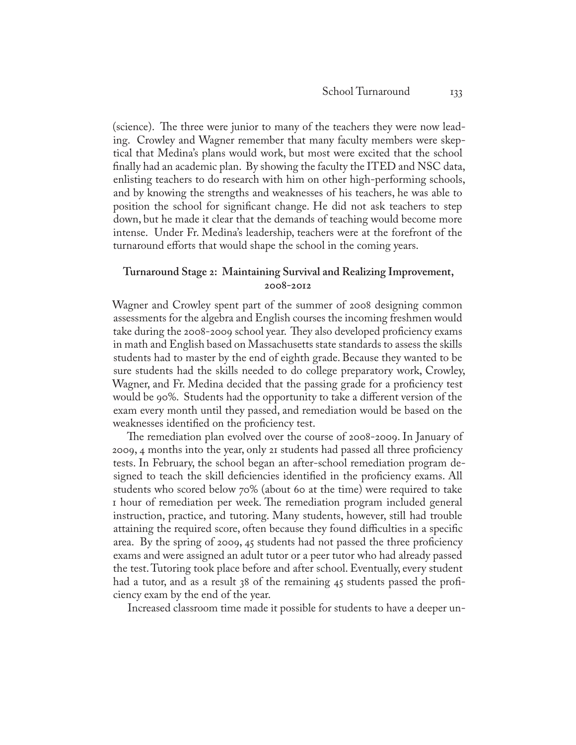(science). The three were junior to many of the teachers they were now leading. Crowley and Wagner remember that many faculty members were skeptical that Medina's plans would work, but most were excited that the school finally had an academic plan. By showing the faculty the ITED and NSC data, enlisting teachers to do research with him on other high-performing schools, and by knowing the strengths and weaknesses of his teachers, he was able to position the school for significant change. He did not ask teachers to step down, but he made it clear that the demands of teaching would become more intense. Under Fr. Medina's leadership, teachers were at the forefront of the turnaround efforts that would shape the school in the coming years.

### Turnaround Stage 2: Maintaining Survival and Realizing Improvement, 2008-2012

Wagner and Crowley spent part of the summer of 2008 designing common assessments for the algebra and English courses the incoming freshmen would take during the 2008-2009 school year. They also developed proficiency exams in math and English based on Massachusetts state standards to assess the skills students had to master by the end of eighth grade. Because they wanted to be sure students had the skills needed to do college preparatory work, Crowley, Wagner, and Fr. Medina decided that the passing grade for a proficiency test would be 90%. Students had the opportunity to take a different version of the exam every month until they passed, and remediation would be based on the weaknesses identified on the proficiency test.

The remediation plan evolved over the course of 2008-2009. In January of 2009, 4 months into the year, only 21 students had passed all three proficiency tests. In February, the school began an after-school remediation program designed to teach the skill deficiencies identified in the proficiency exams. All students who scored below 70% (about 60 at the time) were required to take 1 hour of remediation per week. The remediation program included general instruction, practice, and tutoring. Many students, however, still had trouble attaining the required score, often because they found difficulties in a specific area. By the spring of 2009, 45 students had not passed the three proficiency exams and were assigned an adult tutor or a peer tutor who had already passed the test. Tutoring took place before and after school. Eventually, every student had a tutor, and as a result 38 of the remaining 45 students passed the proficiency exam by the end of the year.

Increased classroom time made it possible for students to have a deeper un-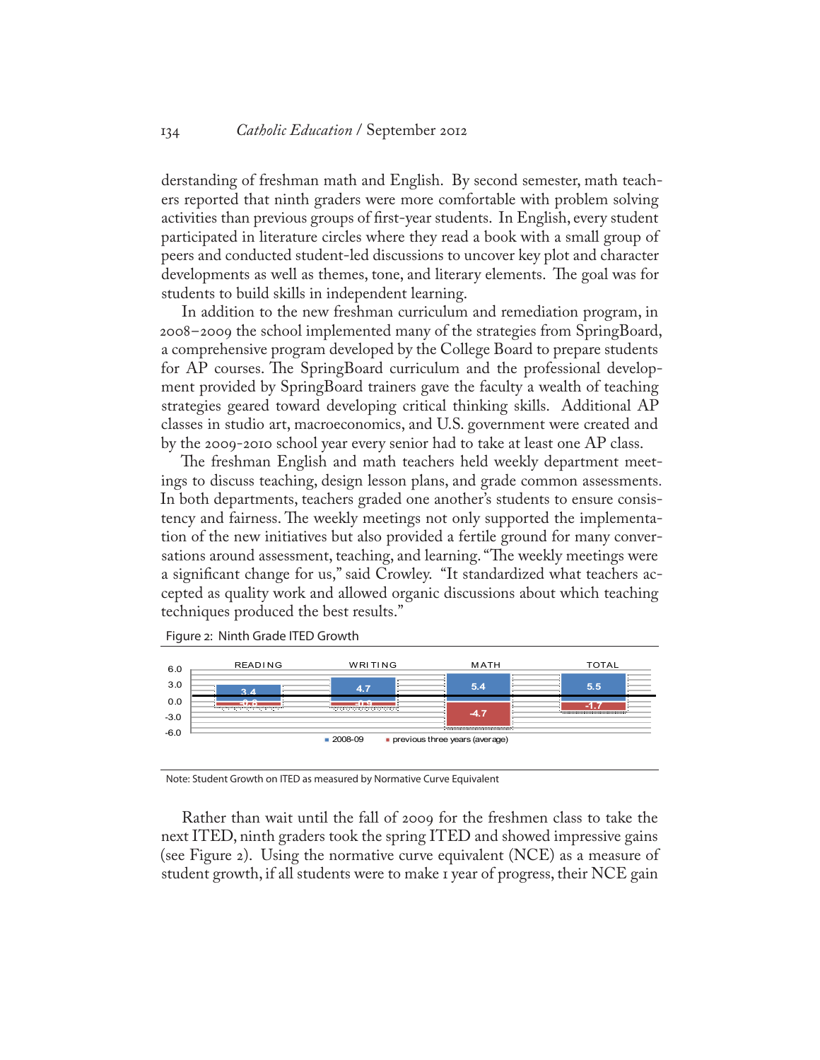derstanding of freshman math and English. By second semester, math teachers reported that ninth graders were more comfortable with problem solving activities than previous groups of first-year students. In English, every student participated in literature circles where they read a book with a small group of peers and conducted student-led discussions to uncover key plot and character developments as well as themes, tone, and literary elements. The goal was for students to build skills in independent learning.

In addition to the new freshman curriculum and remediation program, in 2008–2009 the school implemented many of the strategies from SpringBoard, a comprehensive program developed by the College Board to prepare students for AP courses. The SpringBoard curriculum and the professional development provided by SpringBoard trainers gave the faculty a wealth of teaching strategies geared toward developing critical thinking skills. Additional AP classes in studio art, macroeconomics, and U.S. government were created and by the 2009-2010 school year every senior had to take at least one AP class.

The freshman English and math teachers held weekly department meetings to discuss teaching, design lesson plans, and grade common assessments. In both departments, teachers graded one another's students to ensure consistency and fairness. The weekly meetings not only supported the implementation of the new initiatives but also provided a fertile ground for many conversations around assessment, teaching, and learning. "The weekly meetings were a significant change for us," said Crowley. "It standardized what teachers accepted as quality work and allowed organic discussions about which teaching techniques produced the best results."

Figure 2: Ninth Grade ITED Growth

| | READING | WRITING | MATH | TOTAL |
|---|---|---|---|---|
| 2008-09 | 3.4 | 4.7 | 5.4 | 5.5 |
| previous three years (average) | -0.8 | -0.9 | -4.7 | -1.7 |

Note: Student Growth on ITED as measured by Normative Curve Equivalent

Rather than wait until the fall of 2009 for the freshmen class to take the next ITED, ninth graders took the spring ITED and showed impressive gains (see Figure 2). Using the normative curve equivalent (NCE) as a measure of student growth, if all students were to make 1 year of progress, their NCE gain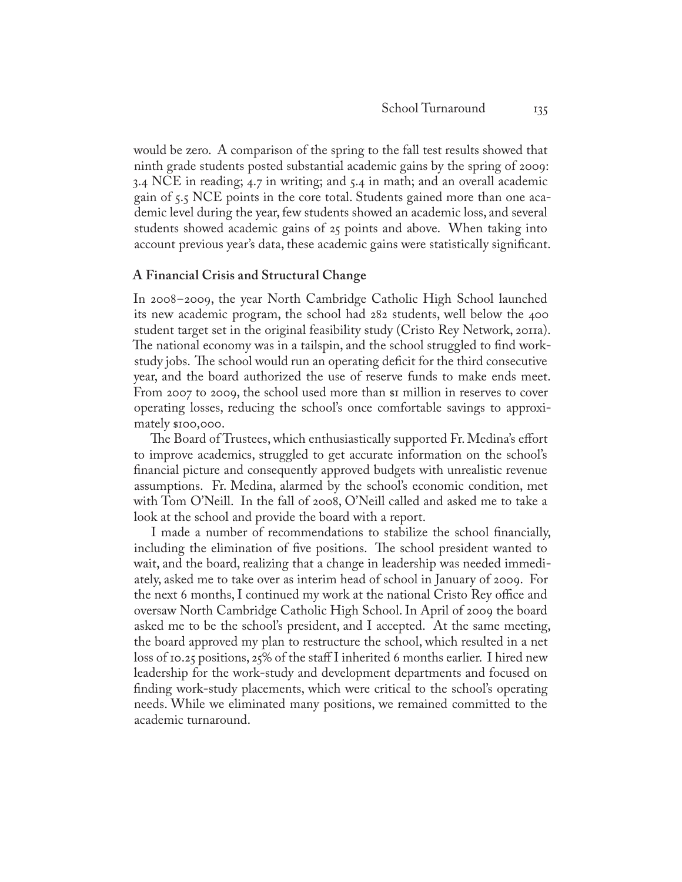would be zero. A comparison of the spring to the fall test results showed that ninth grade students posted substantial academic gains by the spring of 2009: 3.4 NCE in reading; 4.7 in writing; and 5.4 in math; and an overall academic gain of 5.5 NCE points in the core total. Students gained more than one academic level during the year, few students showed an academic loss, and several students showed academic gains of 25 points and above. When taking into account previous year's data, these academic gains were statistically significant.

### A Financial Crisis and Structural Change

In 2008–2009, the year North Cambridge Catholic High School launched its new academic program, the school had 282 students, well below the 400 student target set in the original feasibility study (Cristo Rey Network, 2011a). The national economy was in a tailspin, and the school struggled to find work-study jobs. The school would run an operating deficit for the third consecutive year, and the board authorized the use of reserve funds to make ends meet. From 2007 to 2009, the school used more than $1 million in reserves to cover operating losses, reducing the school's once comfortable savings to approximately $100,000.

The Board of Trustees, which enthusiastically supported Fr. Medina's effort to improve academics, struggled to get accurate information on the school's financial picture and consequently approved budgets with unrealistic revenue assumptions. Fr. Medina, alarmed by the school's economic condition, met with Tom O'Neill. In the fall of 2008, O'Neill called and asked me to take a look at the school and provide the board with a report.

I made a number of recommendations to stabilize the school financially, including the elimination of five positions. The school president wanted to wait, and the board, realizing that a change in leadership was needed immediately, asked me to take over as interim head of school in January of 2009. For the next 6 months, I continued my work at the national Cristo Rey office and oversaw North Cambridge Catholic High School. In April of 2009 the board asked me to be the school's president, and I accepted. At the same meeting, the board approved my plan to restructure the school, which resulted in a net loss of 10.25 positions, 25% of the staff I inherited 6 months earlier. I hired new leadership for the work-study and development departments and focused on finding work-study placements, which were critical to the school's operating needs. While we eliminated many positions, we remained committed to the academic turnaround.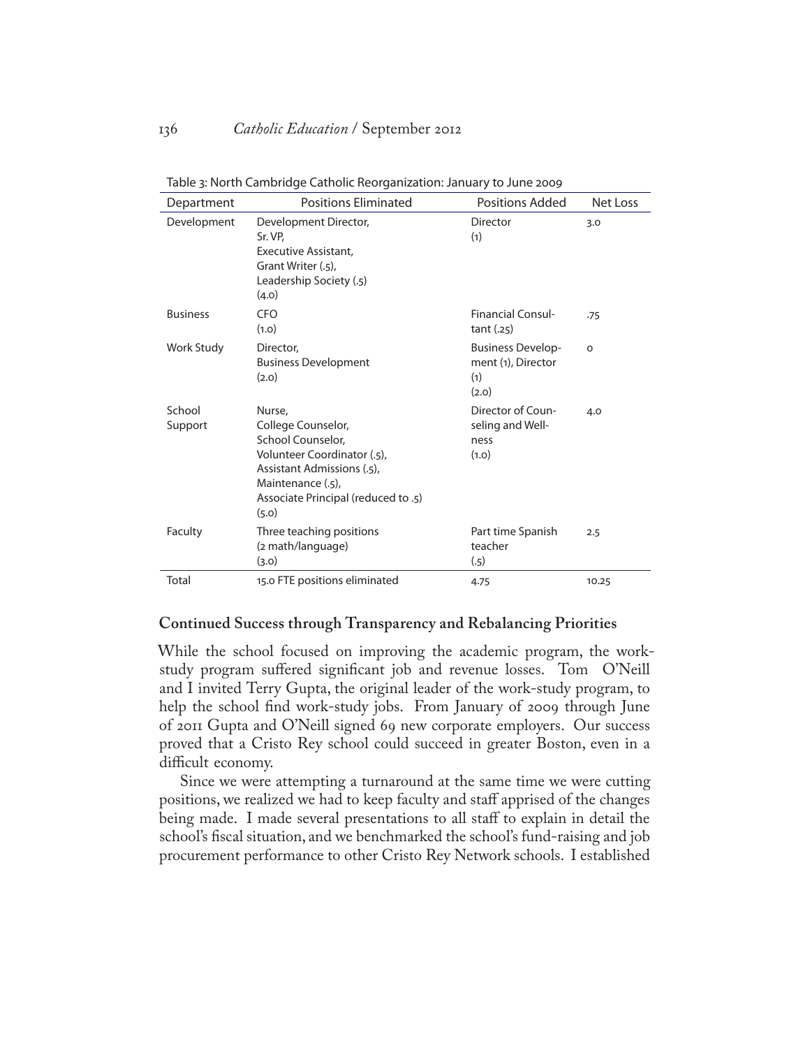Table 3: North Cambridge Catholic Reorganization: January to June 2009

| Department | Positions Eliminated | Positions Added | Net Loss |
|---|---|---|---|
| Development | Development Director, Sr. VP, Executive Assistant, Grant Writer (.5), Leadership Society (.5) (4.0) | Director (1) | 3.0 |
| Business | CFO (1.0) | Financial Consultant (.25) | .75 |
| Work Study | Director, Business Development (2.0) | Business Development (1), Director (1) (2.0) | 0 |
| School Support | Nurse, College Counselor, School Counselor, Volunteer Coordinator (.5), Assistant Admissions (.5), Maintenance (.5), Associate Principal (reduced to .5) (5.0) | Director of Counseling and Wellness (1.0) | 4.0 |
| Faculty | Three teaching positions (2 math/language) (3.0) | Part time Spanish teacher (.5) | 2.5 |
| Total | 15.0 FTE positions eliminated | 4.75 | 10.25 |

## Continued Success through Transparency and Rebalancing Priorities

While the school focused on improving the academic program, the work-study program suffered significant job and revenue losses. Tom O'Neill and I invited Terry Gupta, the original leader of the work-study program, to help the school find work-study jobs. From January of 2009 through June of 2011 Gupta and O'Neill signed 69 new corporate employers. Our success proved that a Cristo Rey school could succeed in greater Boston, even in a difficult economy.

Since we were attempting a turnaround at the same time we were cutting positions, we realized we had to keep faculty and staff apprised of the changes being made. I made several presentations to all staff to explain in detail the school's fiscal situation, and we benchmarked the school's fund-raising and job procurement performance to other Cristo Rey Network schools. I established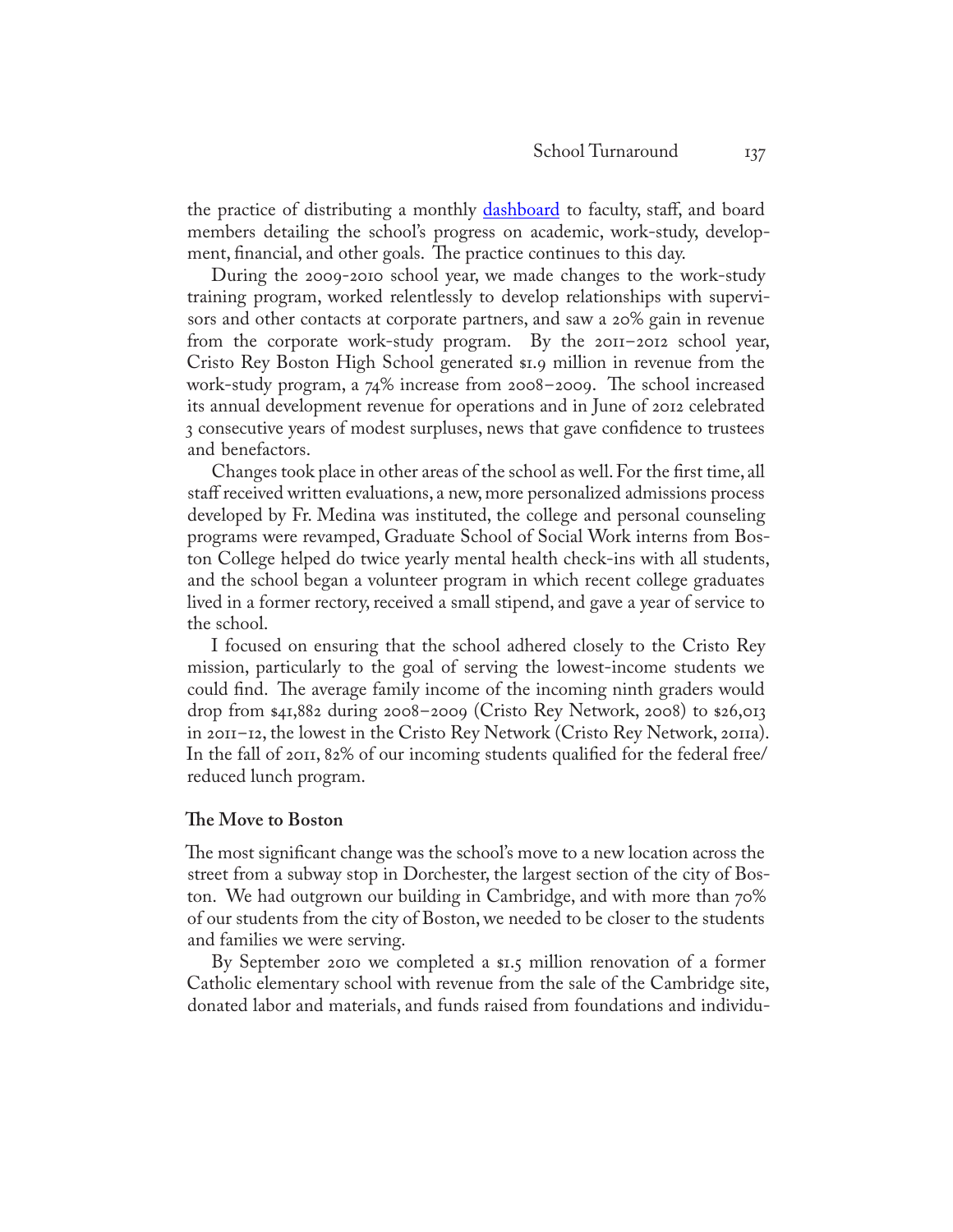the practice of distributing a monthly dashboard to faculty, staff, and board members detailing the school's progress on academic, work-study, development, financial, and other goals. The practice continues to this day.

During the 2009-2010 school year, we made changes to the work-study training program, worked relentlessly to develop relationships with supervisors and other contacts at corporate partners, and saw a 20% gain in revenue from the corporate work-study program. By the 2011–2012 school year, Cristo Rey Boston High School generated $1.9 million in revenue from the work-study program, a 74% increase from 2008–2009. The school increased its annual development revenue for operations and in June of 2012 celebrated 3 consecutive years of modest surpluses, news that gave confidence to trustees and benefactors.

Changes took place in other areas of the school as well. For the first time, all staff received written evaluations, a new, more personalized admissions process developed by Fr. Medina was instituted, the college and personal counseling programs were revamped, Graduate School of Social Work interns from Boston College helped do twice yearly mental health check-ins with all students, and the school began a volunteer program in which recent college graduates lived in a former rectory, received a small stipend, and gave a year of service to the school.

I focused on ensuring that the school adhered closely to the Cristo Rey mission, particularly to the goal of serving the lowest-income students we could find. The average family income of the incoming ninth graders would drop from $41,882 during 2008–2009 (Cristo Rey Network, 2008) to $26,013 in 2011–12, the lowest in the Cristo Rey Network (Cristo Rey Network, 2011a). In the fall of 2011, 82% of our incoming students qualified for the federal free/reduced lunch program.

**The Move to Boston**

The most significant change was the school's move to a new location across the street from a subway stop in Dorchester, the largest section of the city of Boston. We had outgrown our building in Cambridge, and with more than 70% of our students from the city of Boston, we needed to be closer to the students and families we were serving.

By September 2010 we completed a $1.5 million renovation of a former Catholic elementary school with revenue from the sale of the Cambridge site, donated labor and materials, and funds raised from foundations and individu-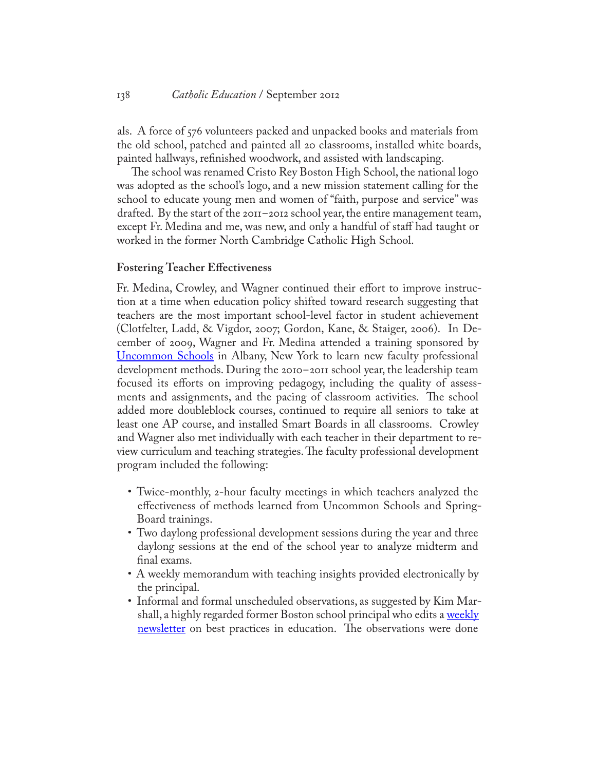als. A force of 576 volunteers packed and unpacked books and materials from the old school, patched and painted all 20 classrooms, installed white boards, painted hallways, refinished woodwork, and assisted with landscaping.

The school was renamed Cristo Rey Boston High School, the national logo was adopted as the school's logo, and a new mission statement calling for the school to educate young men and women of "faith, purpose and service" was drafted. By the start of the 2011–2012 school year, the entire management team, except Fr. Medina and me, was new, and only a handful of staff had taught or worked in the former North Cambridge Catholic High School.

### Fostering Teacher Effectiveness

Fr. Medina, Crowley, and Wagner continued their effort to improve instruction at a time when education policy shifted toward research suggesting that teachers are the most important school-level factor in student achievement (Clotfelter, Ladd, & Vigdor, 2007; Gordon, Kane, & Staiger, 2006). In December of 2009, Wagner and Fr. Medina attended a training sponsored by Uncommon Schools in Albany, New York to learn new faculty professional development methods. During the 2010–2011 school year, the leadership team focused its efforts on improving pedagogy, including the quality of assessments and assignments, and the pacing of classroom activities. The school added more doubleblock courses, continued to require all seniors to take at least one AP course, and installed Smart Boards in all classrooms. Crowley and Wagner also met individually with each teacher in their department to review curriculum and teaching strategies. The faculty professional development program included the following:

- Twice-monthly, 2-hour faculty meetings in which teachers analyzed the effectiveness of methods learned from Uncommon Schools and SpringBoard trainings.
- Two daylong professional development sessions during the year and three daylong sessions at the end of the school year to analyze midterm and final exams.
- A weekly memorandum with teaching insights provided electronically by the principal.
- Informal and formal unscheduled observations, as suggested by Kim Marshall, a highly regarded former Boston school principal who edits a weekly newsletter on best practices in education. The observations were done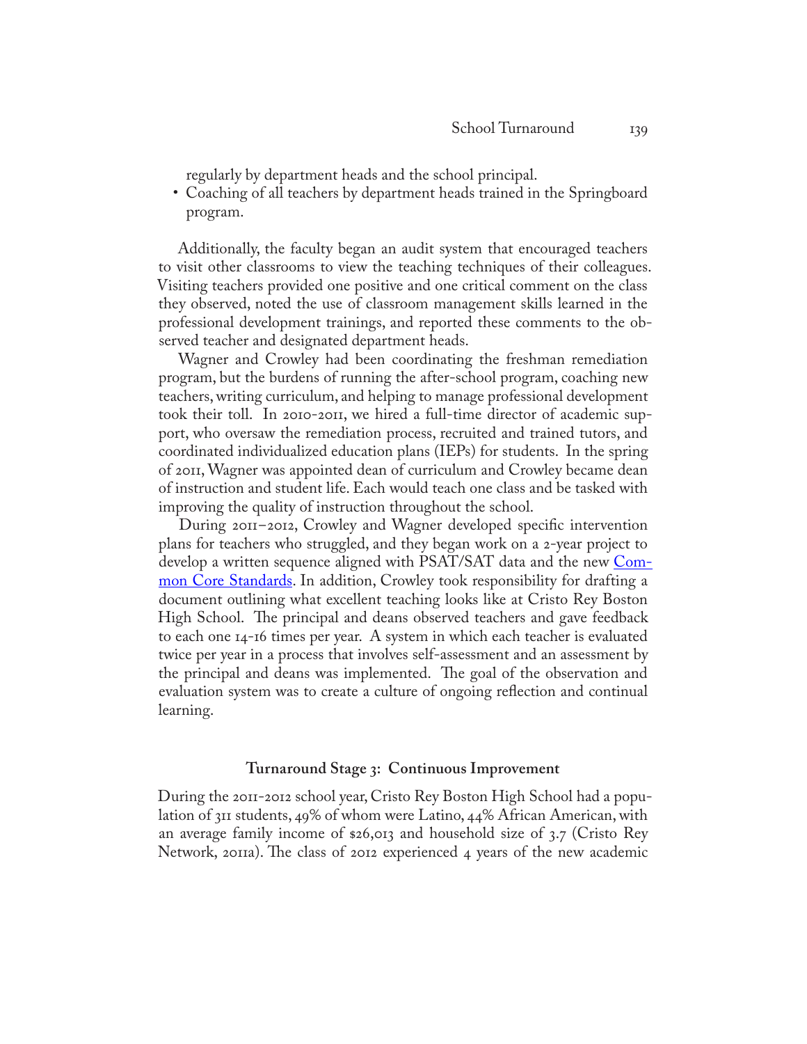regularly by department heads and the school principal.

- Coaching of all teachers by department heads trained in the Springboard program.

Additionally, the faculty began an audit system that encouraged teachers to visit other classrooms to view the teaching techniques of their colleagues. Visiting teachers provided one positive and one critical comment on the class they observed, noted the use of classroom management skills learned in the professional development trainings, and reported these comments to the observed teacher and designated department heads.

Wagner and Crowley had been coordinating the freshman remediation program, but the burdens of running the after-school program, coaching new teachers, writing curriculum, and helping to manage professional development took their toll. In 2010-2011, we hired a full-time director of academic support, who oversaw the remediation process, recruited and trained tutors, and coordinated individualized education plans (IEPs) for students. In the spring of 2011, Wagner was appointed dean of curriculum and Crowley became dean of instruction and student life. Each would teach one class and be tasked with improving the quality of instruction throughout the school.

During 2011–2012, Crowley and Wagner developed specific intervention plans for teachers who struggled, and they began work on a 2-year project to develop a written sequence aligned with PSAT/SAT data and the new Common Core Standards. In addition, Crowley took responsibility for drafting a document outlining what excellent teaching looks like at Cristo Rey Boston High School. The principal and deans observed teachers and gave feedback to each one 14-16 times per year. A system in which each teacher is evaluated twice per year in a process that involves self-assessment and an assessment by the principal and deans was implemented. The goal of the observation and evaluation system was to create a culture of ongoing reflection and continual learning.

### Turnaround Stage 3: Continuous Improvement

During the 2011-2012 school year, Cristo Rey Boston High School had a population of 311 students, 49% of whom were Latino, 44% African American, with an average family income of $26,013 and household size of 3.7 (Cristo Rey Network, 2011a). The class of 2012 experienced 4 years of the new academic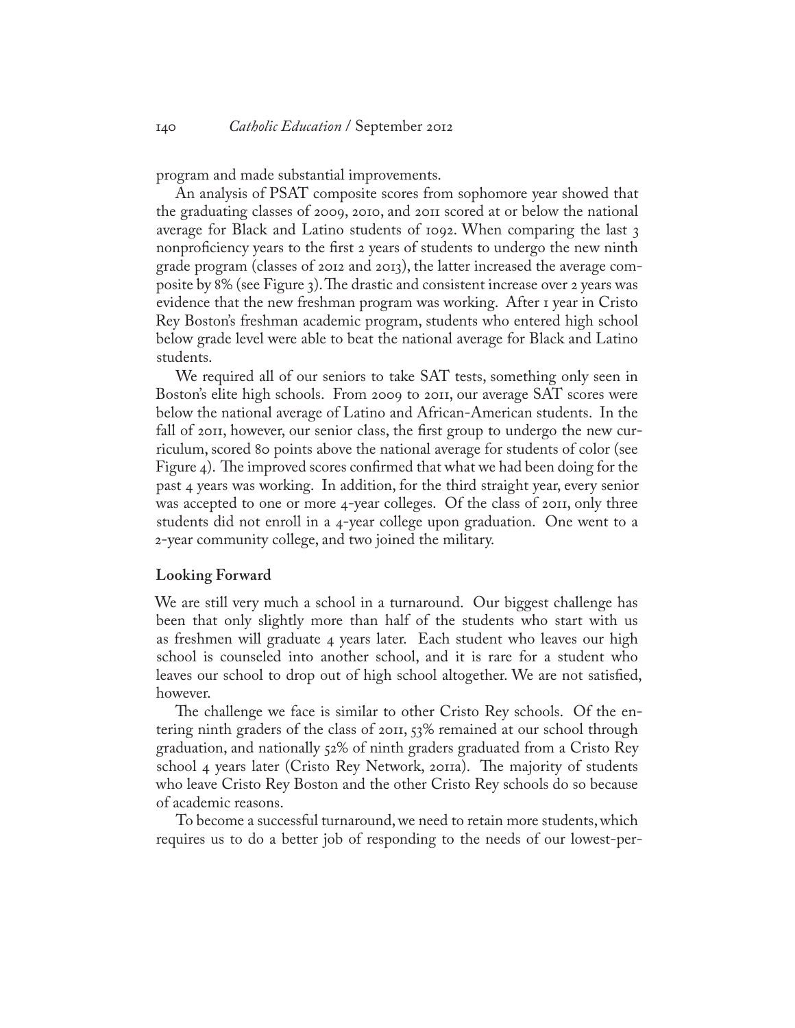program and made substantial improvements.

An analysis of PSAT composite scores from sophomore year showed that the graduating classes of 2009, 2010, and 2011 scored at or below the national average for Black and Latino students of 1092. When comparing the last 3 nonproficiency years to the first 2 years of students to undergo the new ninth grade program (classes of 2012 and 2013), the latter increased the average composite by 8% (see Figure 3). The drastic and consistent increase over 2 years was evidence that the new freshman program was working. After 1 year in Cristo Rey Boston's freshman academic program, students who entered high school below grade level were able to beat the national average for Black and Latino students.

We required all of our seniors to take SAT tests, something only seen in Boston's elite high schools. From 2009 to 2011, our average SAT scores were below the national average of Latino and African-American students. In the fall of 2011, however, our senior class, the first group to undergo the new curriculum, scored 80 points above the national average for students of color (see Figure 4). The improved scores confirmed that what we had been doing for the past 4 years was working. In addition, for the third straight year, every senior was accepted to one or more 4-year colleges. Of the class of 2011, only three students did not enroll in a 4-year college upon graduation. One went to a 2-year community college, and two joined the military.

### Looking Forward

We are still very much a school in a turnaround. Our biggest challenge has been that only slightly more than half of the students who start with us as freshmen will graduate 4 years later. Each student who leaves our high school is counseled into another school, and it is rare for a student who leaves our school to drop out of high school altogether. We are not satisfied, however.

The challenge we face is similar to other Cristo Rey schools. Of the entering ninth graders of the class of 2011, 53% remained at our school through graduation, and nationally 52% of ninth graders graduated from a Cristo Rey school 4 years later (Cristo Rey Network, 2011a). The majority of students who leave Cristo Rey Boston and the other Cristo Rey schools do so because of academic reasons.

To become a successful turnaround, we need to retain more students, which requires us to do a better job of responding to the needs of our lowest-per-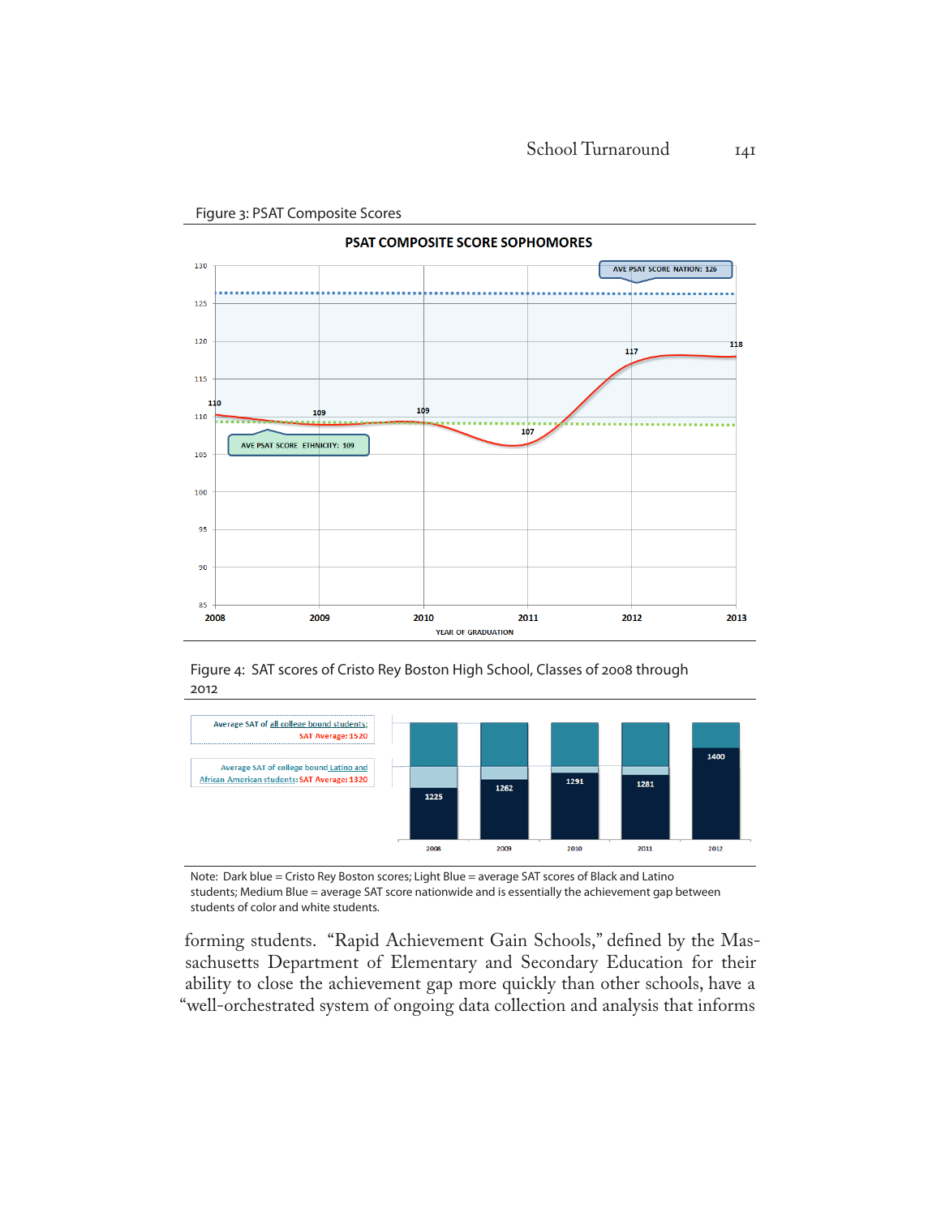Figure 3: PSAT Composite Scores

Figure 4: SAT scores of Cristo Rey Boston High School, Classes of 2008 through 2012

Note: Dark blue = Cristo Rey Boston scores; Light Blue = average SAT scores of Black and Latino students; Medium Blue = average SAT score nationwide and is essentially the achievement gap between students of color and white students.

forming students. "Rapid Achievement Gain Schools," defined by the Massachusetts Department of Elementary and Secondary Education for their ability to close the achievement gap more quickly than other schools, have a "well-orchestrated system of ongoing data collection and analysis that informs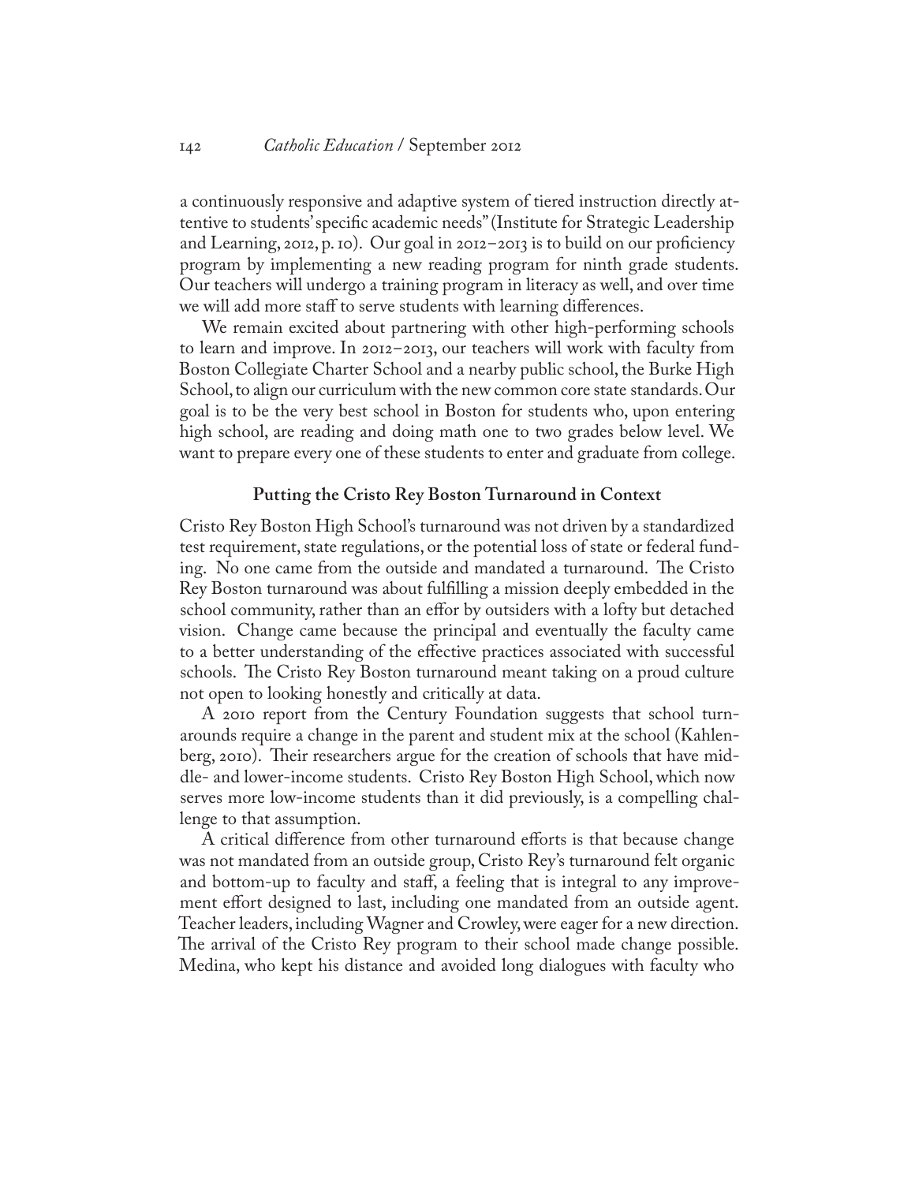a continuously responsive and adaptive system of tiered instruction directly attentive to students' specific academic needs" (Institute for Strategic Leadership and Learning, 2012, p. 10). Our goal in 2012–2013 is to build on our proficiency program by implementing a new reading program for ninth grade students. Our teachers will undergo a training program in literacy as well, and over time we will add more staff to serve students with learning differences.

We remain excited about partnering with other high-performing schools to learn and improve. In 2012–2013, our teachers will work with faculty from Boston Collegiate Charter School and a nearby public school, the Burke High School, to align our curriculum with the new common core state standards. Our goal is to be the very best school in Boston for students who, upon entering high school, are reading and doing math one to two grades below level. We want to prepare every one of these students to enter and graduate from college.

### Putting the Cristo Rey Boston Turnaround in Context

Cristo Rey Boston High School's turnaround was not driven by a standardized test requirement, state regulations, or the potential loss of state or federal funding. No one came from the outside and mandated a turnaround. The Cristo Rey Boston turnaround was about fulfilling a mission deeply embedded in the school community, rather than an effor by outsiders with a lofty but detached vision. Change came because the principal and eventually the faculty came to a better understanding of the effective practices associated with successful schools. The Cristo Rey Boston turnaround meant taking on a proud culture not open to looking honestly and critically at data.

A 2010 report from the Century Foundation suggests that school turnarounds require a change in the parent and student mix at the school (Kahlenberg, 2010). Their researchers argue for the creation of schools that have middle- and lower-income students. Cristo Rey Boston High School, which now serves more low-income students than it did previously, is a compelling challenge to that assumption.

A critical difference from other turnaround efforts is that because change was not mandated from an outside group, Cristo Rey's turnaround felt organic and bottom-up to faculty and staff, a feeling that is integral to any improvement effort designed to last, including one mandated from an outside agent. Teacher leaders, including Wagner and Crowley, were eager for a new direction. The arrival of the Cristo Rey program to their school made change possible. Medina, who kept his distance and avoided long dialogues with faculty who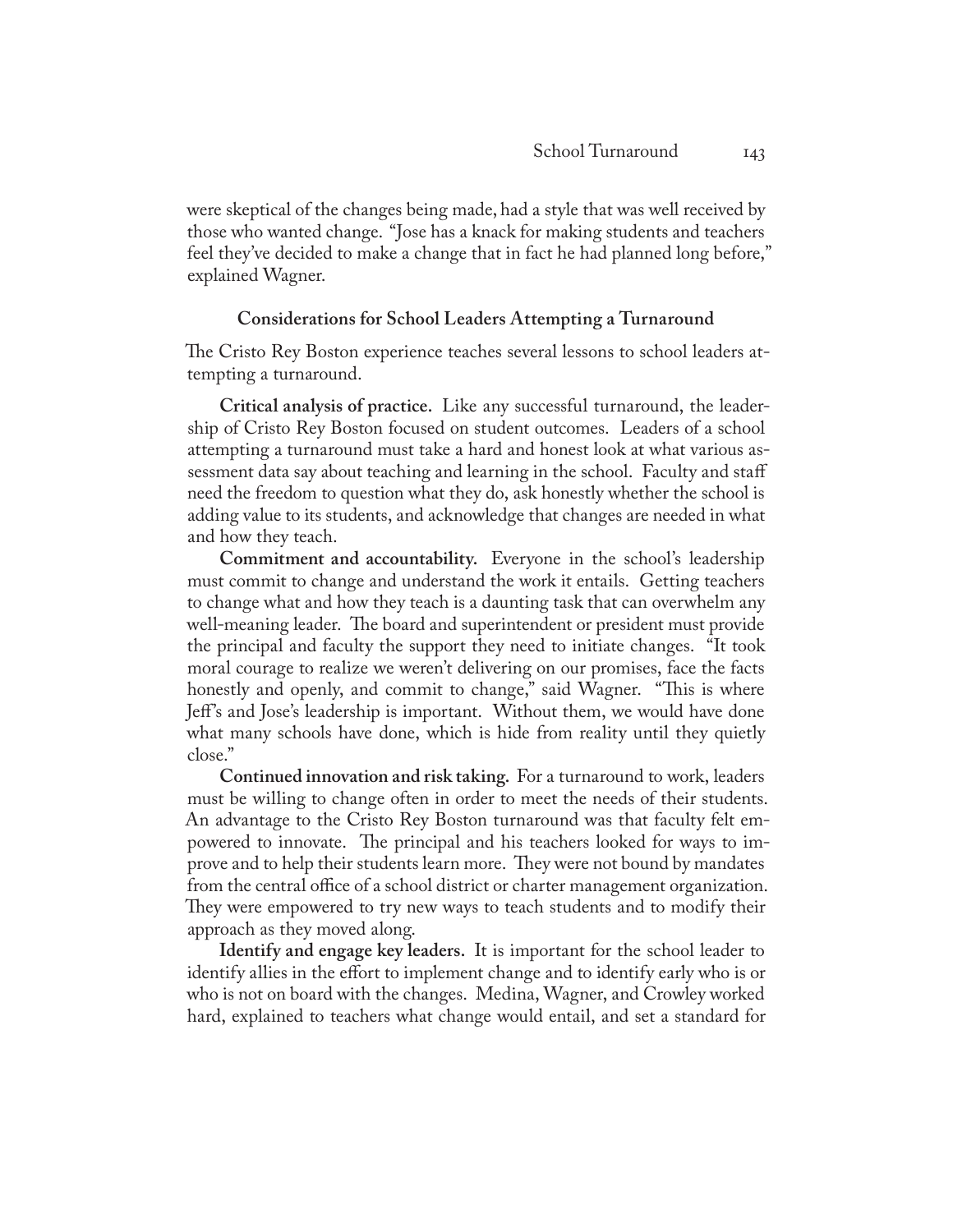were skeptical of the changes being made, had a style that was well received by those who wanted change. "Jose has a knack for making students and teachers feel they've decided to make a change that in fact he had planned long before," explained Wagner.

### Considerations for School Leaders Attempting a Turnaround

The Cristo Rey Boston experience teaches several lessons to school leaders attempting a turnaround.

**Critical analysis of practice.** Like any successful turnaround, the leadership of Cristo Rey Boston focused on student outcomes. Leaders of a school attempting a turnaround must take a hard and honest look at what various assessment data say about teaching and learning in the school. Faculty and staff need the freedom to question what they do, ask honestly whether the school is adding value to its students, and acknowledge that changes are needed in what and how they teach.

**Commitment and accountability.** Everyone in the school's leadership must commit to change and understand the work it entails. Getting teachers to change what and how they teach is a daunting task that can overwhelm any well-meaning leader. The board and superintendent or president must provide the principal and faculty the support they need to initiate changes. "It took moral courage to realize we weren't delivering on our promises, face the facts honestly and openly, and commit to change," said Wagner. "This is where Jeff's and Jose's leadership is important. Without them, we would have done what many schools have done, which is hide from reality until they quietly close."

**Continued innovation and risk taking.** For a turnaround to work, leaders must be willing to change often in order to meet the needs of their students. An advantage to the Cristo Rey Boston turnaround was that faculty felt empowered to innovate. The principal and his teachers looked for ways to improve and to help their students learn more. They were not bound by mandates from the central office of a school district or charter management organization. They were empowered to try new ways to teach students and to modify their approach as they moved along.

**Identify and engage key leaders.** It is important for the school leader to identify allies in the effort to implement change and to identify early who is or who is not on board with the changes. Medina, Wagner, and Crowley worked hard, explained to teachers what change would entail, and set a standard for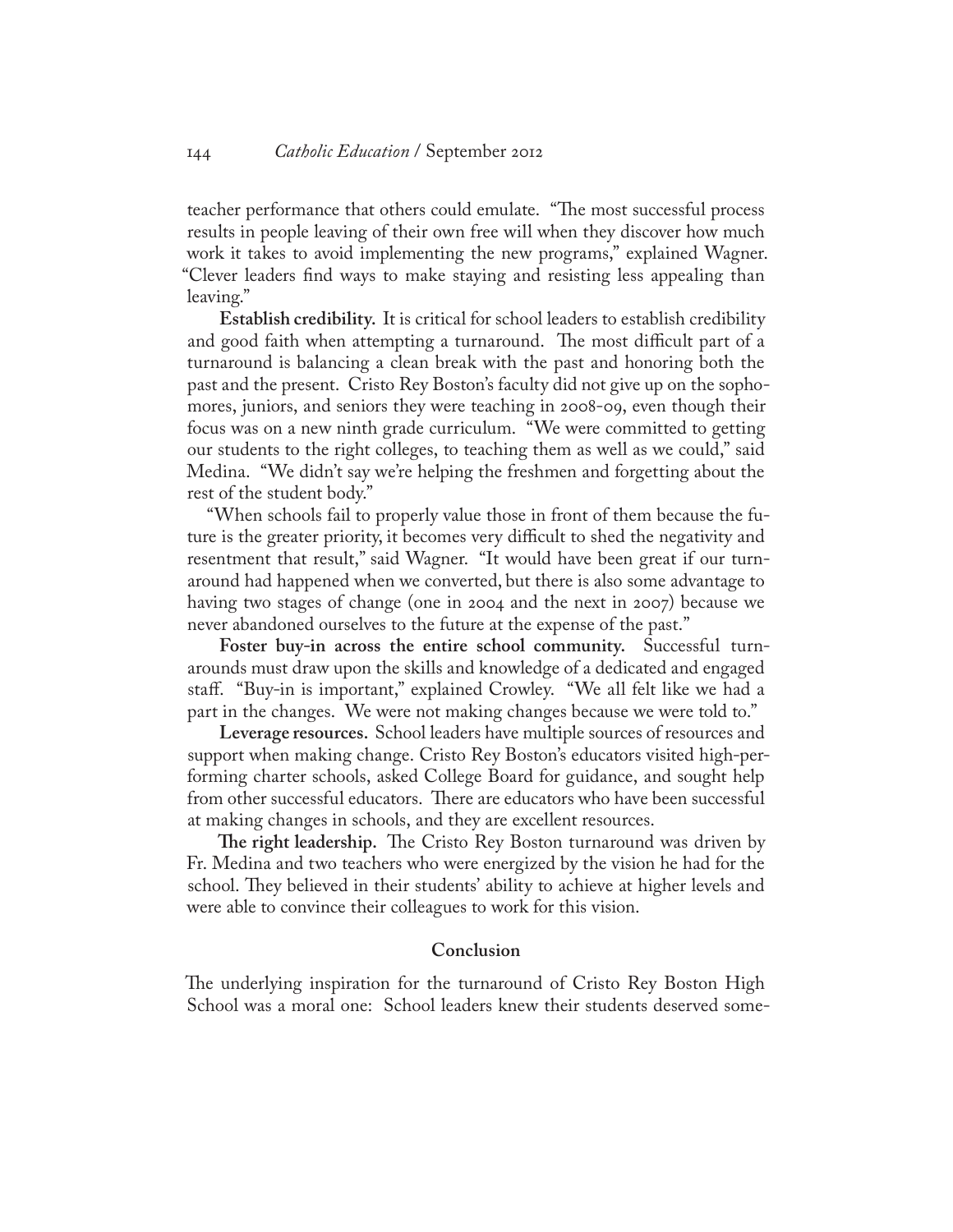teacher performance that others could emulate. "The most successful process results in people leaving of their own free will when they discover how much work it takes to avoid implementing the new programs," explained Wagner. "Clever leaders find ways to make staying and resisting less appealing than leaving."

**Establish credibility.** It is critical for school leaders to establish credibility and good faith when attempting a turnaround. The most difficult part of a turnaround is balancing a clean break with the past and honoring both the past and the present. Cristo Rey Boston's faculty did not give up on the sophomores, juniors, and seniors they were teaching in 2008-09, even though their focus was on a new ninth grade curriculum. "We were committed to getting our students to the right colleges, to teaching them as well as we could," said Medina. "We didn't say we're helping the freshmen and forgetting about the rest of the student body."

"When schools fail to properly value those in front of them because the future is the greater priority, it becomes very difficult to shed the negativity and resentment that result," said Wagner. "It would have been great if our turnaround had happened when we converted, but there is also some advantage to having two stages of change (one in 2004 and the next in 2007) because we never abandoned ourselves to the future at the expense of the past."

**Foster buy-in across the entire school community.** Successful turnarounds must draw upon the skills and knowledge of a dedicated and engaged staff. "Buy-in is important," explained Crowley. "We all felt like we had a part in the changes. We were not making changes because we were told to."

**Leverage resources.** School leaders have multiple sources of resources and support when making change. Cristo Rey Boston's educators visited high-performing charter schools, asked College Board for guidance, and sought help from other successful educators. There are educators who have been successful at making changes in schools, and they are excellent resources.

**The right leadership.** The Cristo Rey Boston turnaround was driven by Fr. Medina and two teachers who were energized by the vision he had for the school. They believed in their students' ability to achieve at higher levels and were able to convince their colleagues to work for this vision.

## Conclusion

The underlying inspiration for the turnaround of Cristo Rey Boston High School was a moral one: School leaders knew their students deserved some-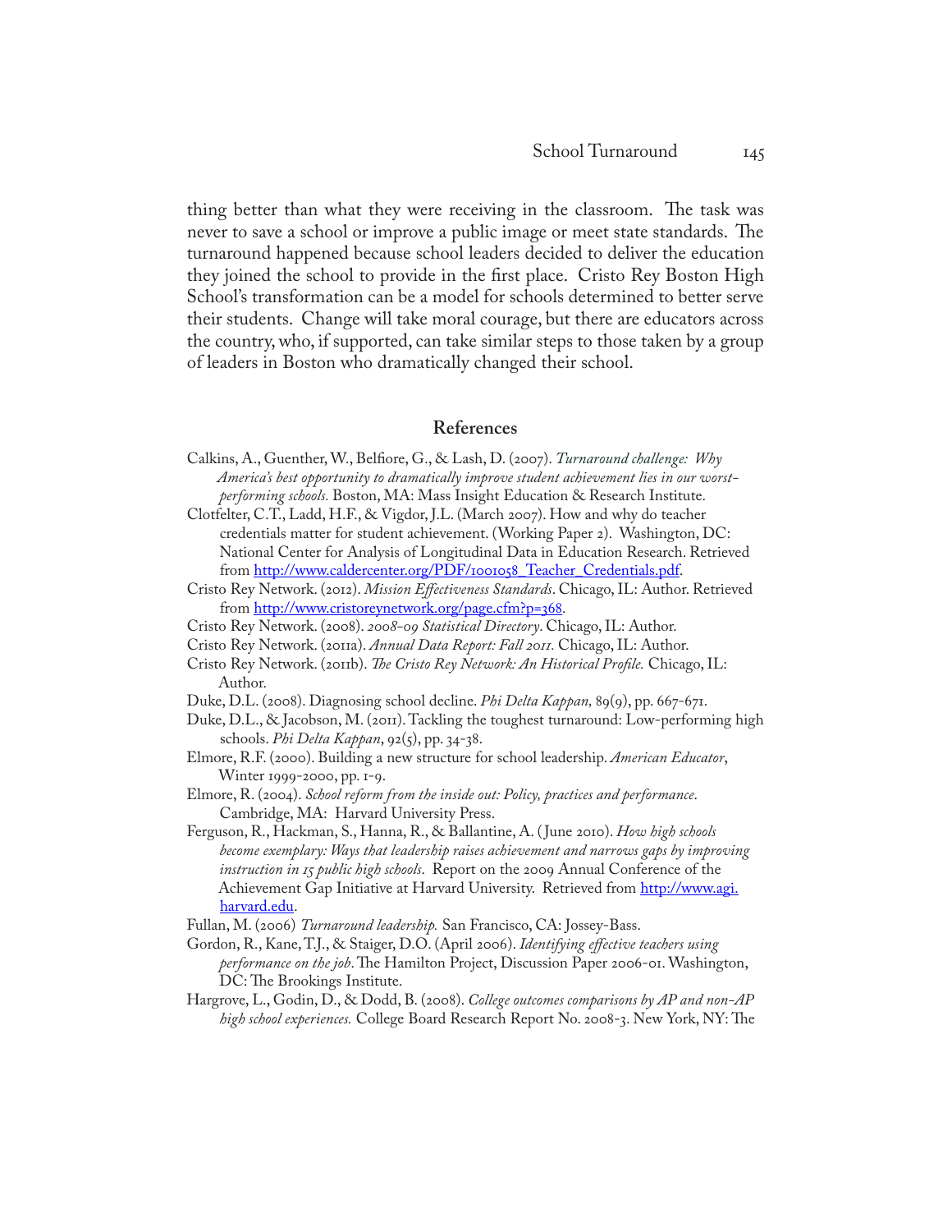thing better than what they were receiving in the classroom. The task was never to save a school or improve a public image or meet state standards. The turnaround happened because school leaders decided to deliver the education they joined the school to provide in the first place. Cristo Rey Boston High School's transformation can be a model for schools determined to better serve their students. Change will take moral courage, but there are educators across the country, who, if supported, can take similar steps to those taken by a group of leaders in Boston who dramatically changed their school.

## References

Calkins, A., Guenther, W., Belfiore, G., & Lash, D. (2007). *Turnaround challenge: Why America's best opportunity to dramatically improve student achievement lies in our worst-performing schools.* Boston, MA: Mass Insight Education & Research Institute.

Clotfelter, C.T., Ladd, H.F., & Vigdor, J.L. (March 2007). How and why do teacher credentials matter for student achievement. (Working Paper 2). Washington, DC: National Center for Analysis of Longitudinal Data in Education Research. Retrieved from http://www.caldercenter.org/PDF/1001058_Teacher_Credentials.pdf.

Cristo Rey Network. (2012). *Mission Effectiveness Standards*. Chicago, IL: Author. Retrieved from http://www.cristoreynetwork.org/page.cfm?p=368.

Cristo Rey Network. (2008). *2008-09 Statistical Directory*. Chicago, IL: Author.

Cristo Rey Network. (2011a). *Annual Data Report: Fall 2011.* Chicago, IL: Author.

Cristo Rey Network. (2011b). *The Cristo Rey Network: An Historical Profile.* Chicago, IL: Author.

Duke, D.L. (2008). Diagnosing school decline. *Phi Delta Kappan,* 89(9), pp. 667-671.

Duke, D.L., & Jacobson, M. (2011). Tackling the toughest turnaround: Low-performing high schools. *Phi Delta Kappan*, 92(5), pp. 34-38.

Elmore, R.F. (2000). Building a new structure for school leadership. *American Educator*, Winter 1999-2000, pp. 1-9.

Elmore, R. (2004). *School reform from the inside out: Policy, practices and performance*. Cambridge, MA: Harvard University Press.

Ferguson, R., Hackman, S., Hanna, R., & Ballantine, A. (June 2010). *How high schools become exemplary: Ways that leadership raises achievement and narrows gaps by improving instruction in 15 public high schools*. Report on the 2009 Annual Conference of the Achievement Gap Initiative at Harvard University. Retrieved from http://www.agi.harvard.edu.

Fullan, M. (2006) *Turnaround leadership.* San Francisco, CA: Jossey-Bass.

Gordon, R., Kane, T.J., & Staiger, D.O. (April 2006). *Identifying effective teachers using performance on the job*. The Hamilton Project, Discussion Paper 2006-01. Washington, DC: The Brookings Institute.

Hargrove, L., Godin, D., & Dodd, B. (2008). *College outcomes comparisons by AP and non-AP high school experiences.* College Board Research Report No. 2008-3. New York, NY: The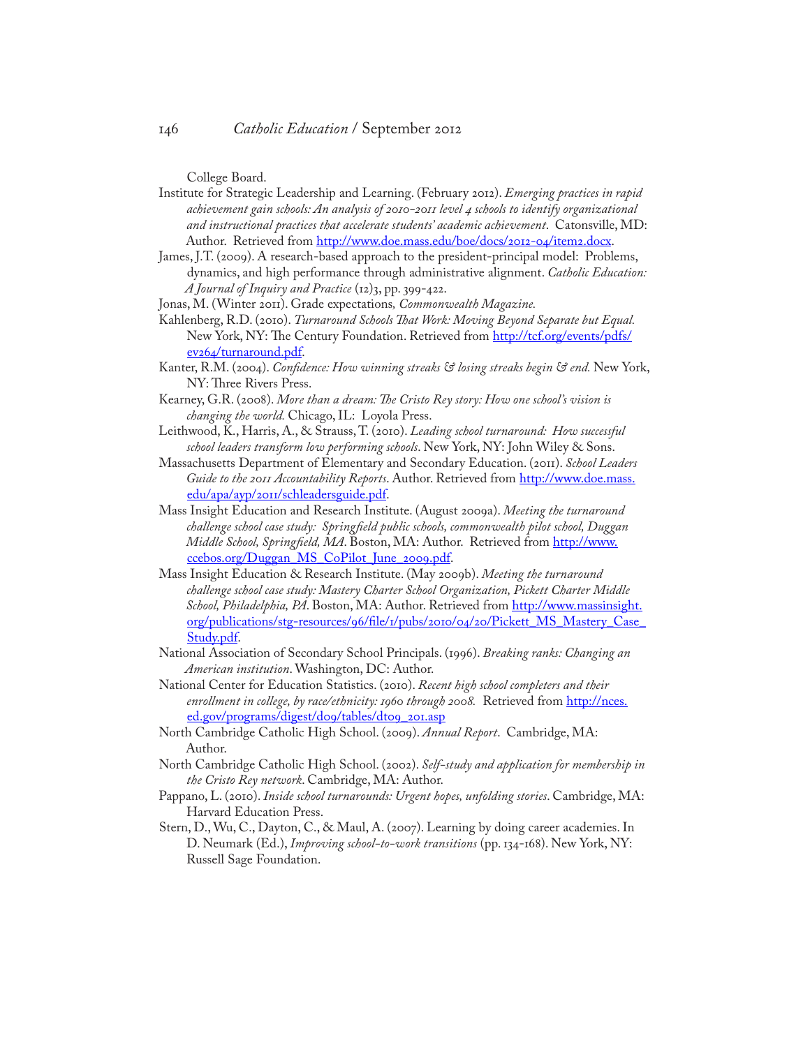College Board.

Institute for Strategic Leadership and Learning. (February 2012). *Emerging practices in rapid achievement gain schools: An analysis of 2010–2011 level 4 schools to identify organizational and instructional practices that accelerate students' academic achievement*. Catonsville, MD: Author. Retrieved from http://www.doe.mass.edu/boe/docs/2012-04/item2.docx.

James, J.T. (2009). A research-based approach to the president-principal model: Problems, dynamics, and high performance through administrative alignment. *Catholic Education: A Journal of Inquiry and Practice* (12)3, pp. 399-422.

Jonas, M. (Winter 2011). Grade expectations, *Commonwealth Magazine*.

Kahlenberg, R.D. (2010). *Turnaround Schools That Work: Moving Beyond Separate but Equal.* New York, NY: The Century Foundation. Retrieved from http://tcf.org/events/pdfs/ev264/turnaround.pdf.

Kanter, R.M. (2004). *Confidence: How winning streaks & losing streaks begin & end.* New York, NY: Three Rivers Press.

Kearney, G.R. (2008). *More than a dream: The Cristo Rey story: How one school's vision is changing the world.* Chicago, IL: Loyola Press.

Leithwood, K., Harris, A., & Strauss, T. (2010). *Leading school turnaround: How successful school leaders transform low performing schools*. New York, NY: John Wiley & Sons.

Massachusetts Department of Elementary and Secondary Education. (2011). *School Leaders Guide to the 2011 Accountability Reports*. Author. Retrieved from http://www.doe.mass.edu/apa/ayp/2011/schleadersguide.pdf.

Mass Insight Education and Research Institute. (August 2009a). *Meeting the turnaround challenge school case study: Springfield public schools, commonwealth pilot school, Duggan Middle School, Springfield, MA*. Boston, MA: Author. Retrieved from http://www.ccebos.org/Duggan_MS_CoPilot_June_2009.pdf.

Mass Insight Education & Research Institute. (May 2009b). *Meeting the turnaround challenge school case study: Mastery Charter School Organization, Pickett Charter Middle School, Philadelphia, PA*. Boston, MA: Author. Retrieved from http://www.massinsight.org/publications/stg-resources/96/file/1/pubs/2010/04/20/Pickett_MS_Mastery_Case_Study.pdf.

National Association of Secondary School Principals. (1996). *Breaking ranks: Changing an American institution*. Washington, DC: Author.

National Center for Education Statistics. (2010). *Recent high school completers and their enrollment in college, by race/ethnicity: 1960 through 2008.* Retrieved from http://nces.ed.gov/programs/digest/d09/tables/dt09_201.asp

North Cambridge Catholic High School. (2009). *Annual Report*. Cambridge, MA: Author.

North Cambridge Catholic High School. (2002). *Self-study and application for membership in the Cristo Rey network*. Cambridge, MA: Author.

Pappano, L. (2010). *Inside school turnarounds: Urgent hopes, unfolding stories*. Cambridge, MA: Harvard Education Press.

Stern, D., Wu, C., Dayton, C., & Maul, A. (2007). Learning by doing career academies. In D. Neumark (Ed.), *Improving school-to-work transitions* (pp. 134-168). New York, NY: Russell Sage Foundation.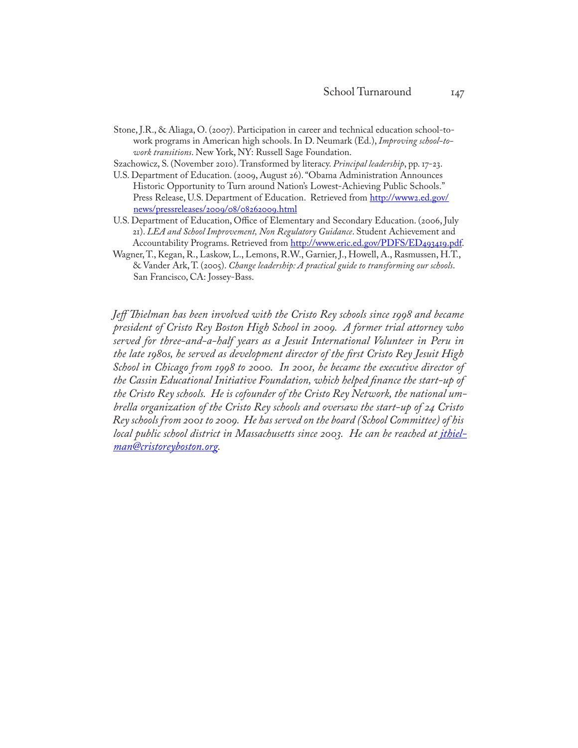Stone, J.R., & Aliaga, O. (2007). Participation in career and technical education school-to-work programs in American high schools. In D. Neumark (Ed.), *Improving school-to-work transitions*. New York, NY: Russell Sage Foundation.

Szachowicz, S. (November 2010). Transformed by literacy. *Principal leadership*, pp. 17-23.

U.S. Department of Education. (2009, August 26). "Obama Administration Announces Historic Opportunity to Turn around Nation's Lowest-Achieving Public Schools." Press Release, U.S. Department of Education. Retrieved from http://www2.ed.gov/news/pressreleases/2009/08/08262009.html

U.S. Department of Education, Office of Elementary and Secondary Education. (2006, July 21). *LEA and School Improvement, Non Regulatory Guidance*. Student Achievement and Accountability Programs. Retrieved from http://www.eric.ed.gov/PDFS/ED493419.pdf.

Wagner, T., Kegan, R., Laskow, L., Lemons, R.W., Garnier, J., Howell, A., Rasmussen, H.T., & Vander Ark, T. (2005). *Change leadership: A practical guide to transforming our schools*. San Francisco, CA: Jossey-Bass.

*Jeff Thielman has been involved with the Cristo Rey schools since 1998 and became president of Cristo Rey Boston High School in 2009. A former trial attorney who served for three-and-a-half years as a Jesuit International Volunteer in Peru in the late 1980s, he served as development director of the first Cristo Rey Jesuit High School in Chicago from 1998 to 2000. In 2001, he became the executive director of the Cassin Educational Initiative Foundation, which helped finance the start-up of the Cristo Rey schools. He is cofounder of the Cristo Rey Network, the national umbrella organization of the Cristo Rey schools and oversaw the start-up of 24 Cristo Rey schools from 2001 to 2009. He has served on the board (School Committee) of his local public school district in Massachusetts since 2003. He can be reached at jthielman@cristoreyboston.org.*